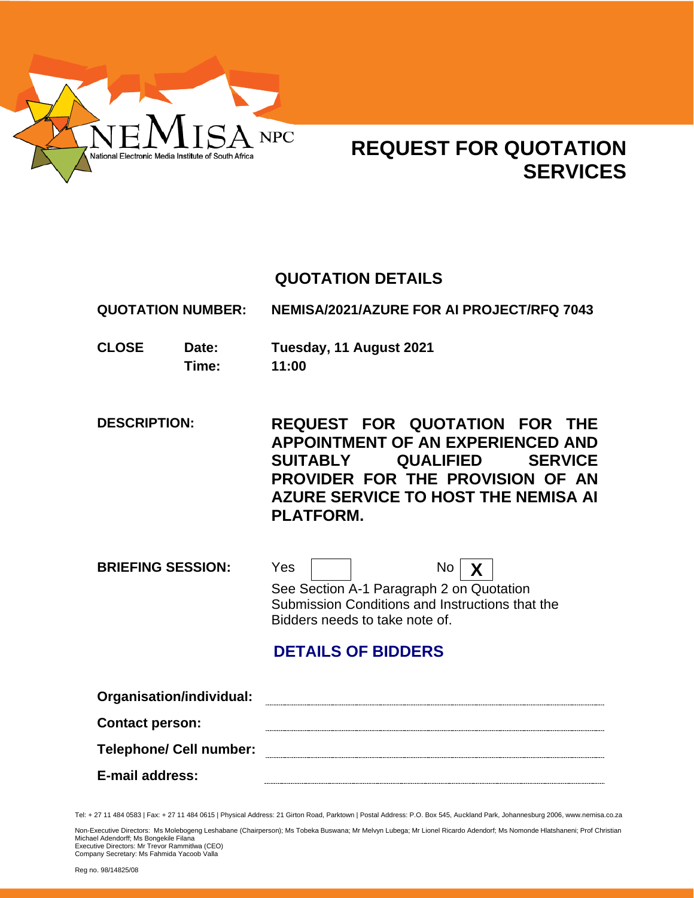NEMISA NPC
National Electronic Media Institute of South Africa

# REQUEST FOR QUOTATION SERVICES

## QUOTATION DETAILS

**QUOTATION NUMBER:** **NEMISA/2021/AZURE FOR AI PROJECT/RFQ 7043**

| | | |
|---|---|---|
| **CLOSE** | **Date:** | **Tuesday, 11 August 2021** |
| | **Time:** | **11:00** |

**DESCRIPTION:** **REQUEST FOR QUOTATION FOR THE APPOINTMENT OF AN EXPERIENCED AND SUITABLY QUALIFIED SERVICE PROVIDER FOR THE PROVISION OF AN AZURE SERVICE TO HOST THE NEMISA AI PLATFORM.**

**BRIEFING SESSION:** Yes [ ] No [X]

See Section A-1 Paragraph 2 on Quotation Submission Conditions and Instructions that the Bidders needs to take note of.

## DETAILS OF BIDDERS

**Organisation/individual:** ..............................................................

**Contact person:** ..............................................................

**Telephone/ Cell number:** ..............................................................

**E-mail address:** ..............................................................

Tel: + 27 11 484 0583 | Fax: + 27 11 484 0615 | Physical Address: 21 Girton Road, Parktown | Postal Address: P.O. Box 545, Auckland Park, Johannesburg 2006, www.nemisa.co.za

Non-Executive Directors: Ms Molebogeng Leshabane (Chairperson); Ms Tobeka Buswana; Mr Melvyn Lubega; Mr Lionel Ricardo Adendorf; Ms Nomonde Hlatshaneni; Prof Christian Michael Adendorff; Ms Bongekile Filana
Executive Directors: Mr Trevor Rammitlwa (CEO)
Company Secretary: Ms Fahmida Yacoob Valla

Reg no. 98/14825/08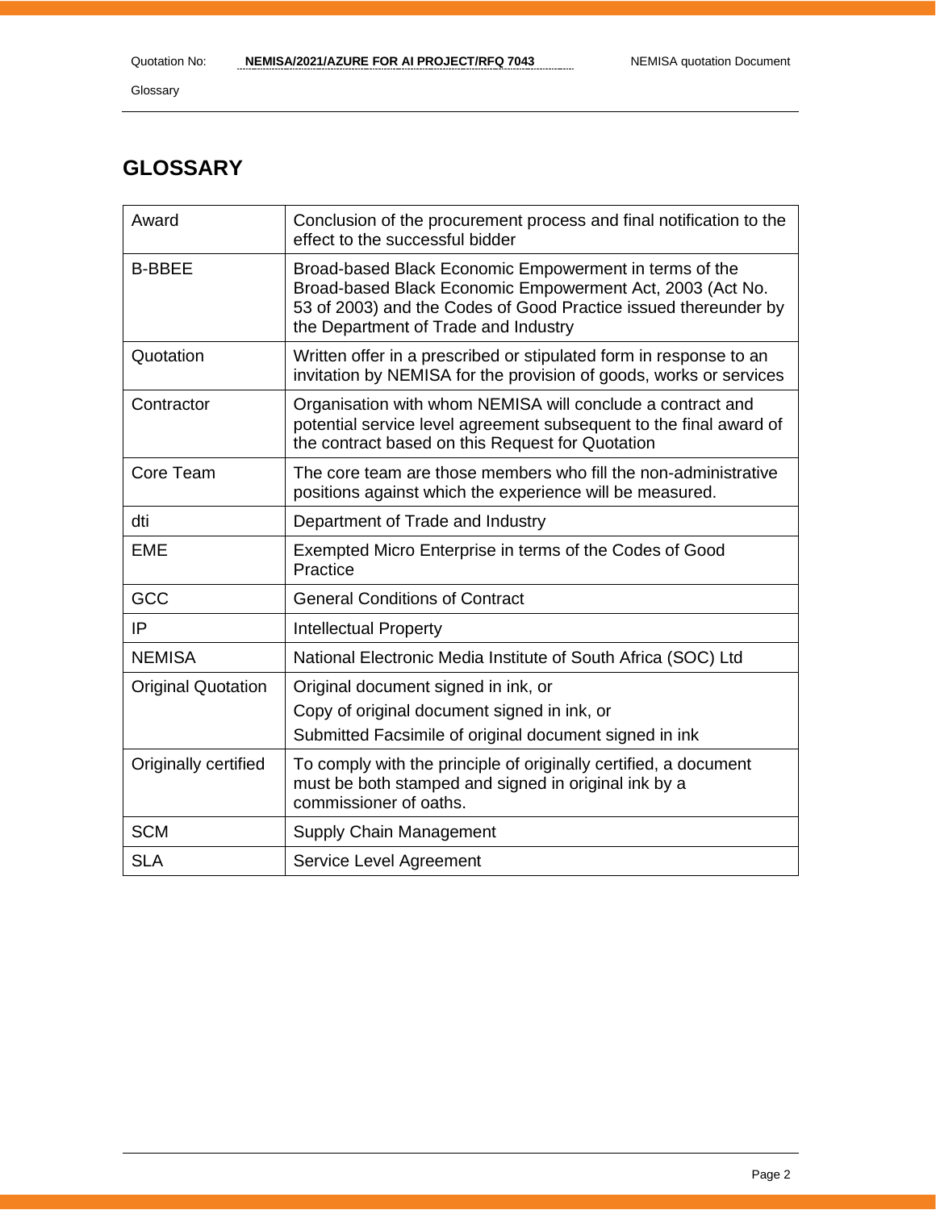# GLOSSARY

| | |
|---|---|
| Award | Conclusion of the procurement process and final notification to the effect to the successful bidder |
| B-BBEE | Broad-based Black Economic Empowerment in terms of the Broad-based Black Economic Empowerment Act, 2003 (Act No. 53 of 2003) and the Codes of Good Practice issued thereunder by the Department of Trade and Industry |
| Quotation | Written offer in a prescribed or stipulated form in response to an invitation by NEMISA for the provision of goods, works or services |
| Contractor | Organisation with whom NEMISA will conclude a contract and potential service level agreement subsequent to the final award of the contract based on this Request for Quotation |
| Core Team | The core team are those members who fill the non-administrative positions against which the experience will be measured. |
| dti | Department of Trade and Industry |
| EME | Exempted Micro Enterprise in terms of the Codes of Good Practice |
| GCC | General Conditions of Contract |
| IP | Intellectual Property |
| NEMISA | National Electronic Media Institute of South Africa (SOC) Ltd |
| Original Quotation | Original document signed in ink, or<br>Copy of original document signed in ink, or<br>Submitted Facsimile of original document signed in ink |
| Originally certified | To comply with the principle of originally certified, a document must be both stamped and signed in original ink by a commissioner of oaths. |
| SCM | Supply Chain Management |
| SLA | Service Level Agreement |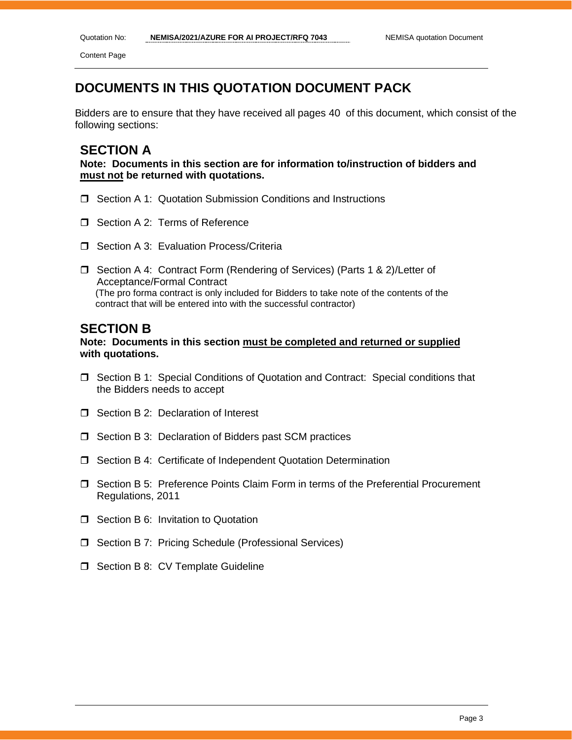# DOCUMENTS IN THIS QUOTATION DOCUMENT PACK

Bidders are to ensure that they have received all pages 40 of this document, which consist of the following sections:

## SECTION A

**Note: Documents in this section are for information to/instruction of bidders and must not be returned with quotations.**

- ☐ Section A 1: Quotation Submission Conditions and Instructions
- ☐ Section A 2: Terms of Reference
- ☐ Section A 3: Evaluation Process/Criteria
- ☐ Section A 4: Contract Form (Rendering of Services) (Parts 1 & 2)/Letter of Acceptance/Formal Contract
  (The pro forma contract is only included for Bidders to take note of the contents of the contract that will be entered into with the successful contractor)

## SECTION B

**Note: Documents in this section must be completed and returned or supplied with quotations.**

- ☐ Section B 1: Special Conditions of Quotation and Contract: Special conditions that the Bidders needs to accept
- ☐ Section B 2: Declaration of Interest
- ☐ Section B 3: Declaration of Bidders past SCM practices
- ☐ Section B 4: Certificate of Independent Quotation Determination
- ☐ Section B 5: Preference Points Claim Form in terms of the Preferential Procurement Regulations, 2011
- ☐ Section B 6: Invitation to Quotation
- ☐ Section B 7: Pricing Schedule (Professional Services)
- ☐ Section B 8: CV Template Guideline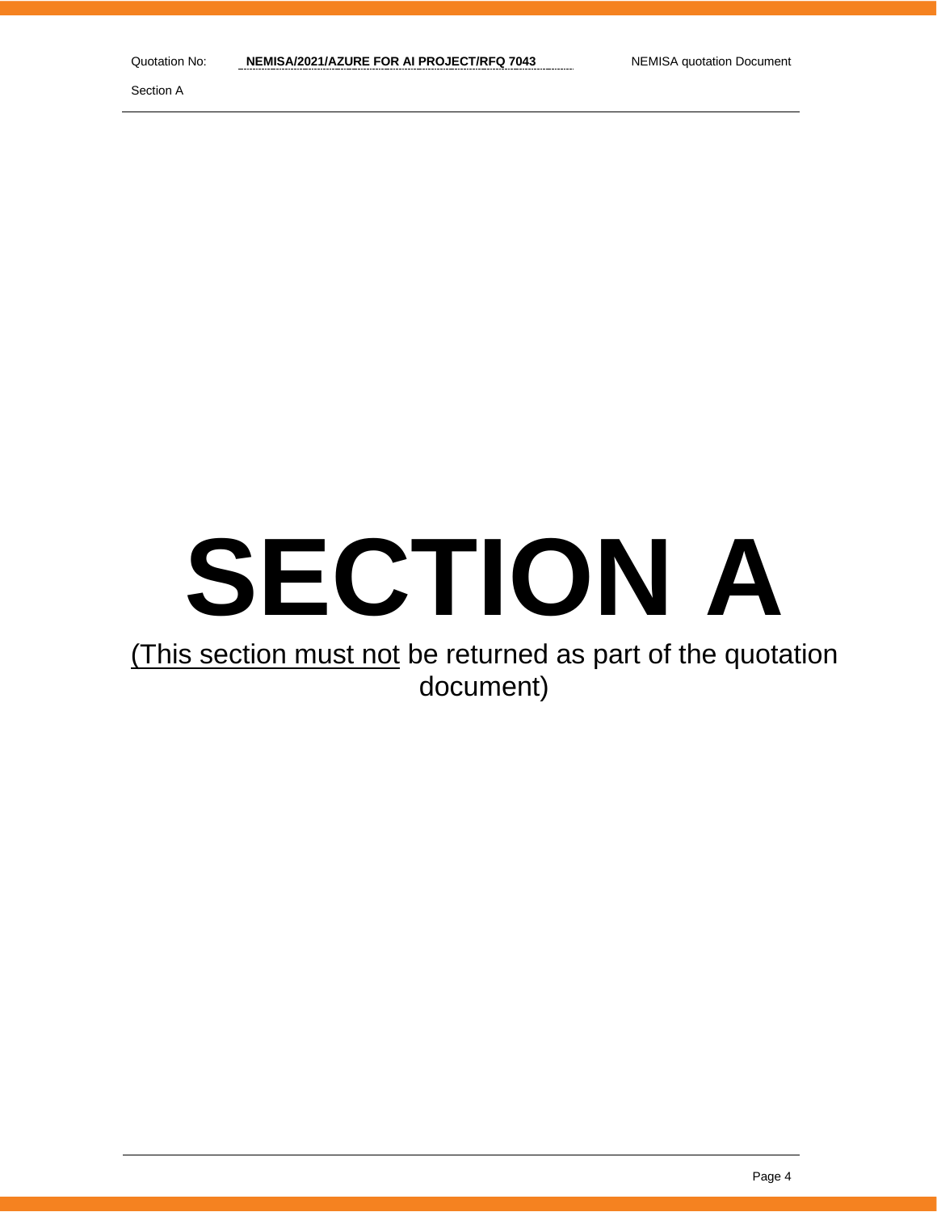# SECTION A

(<u>This section must not</u> be returned as part of the quotation document)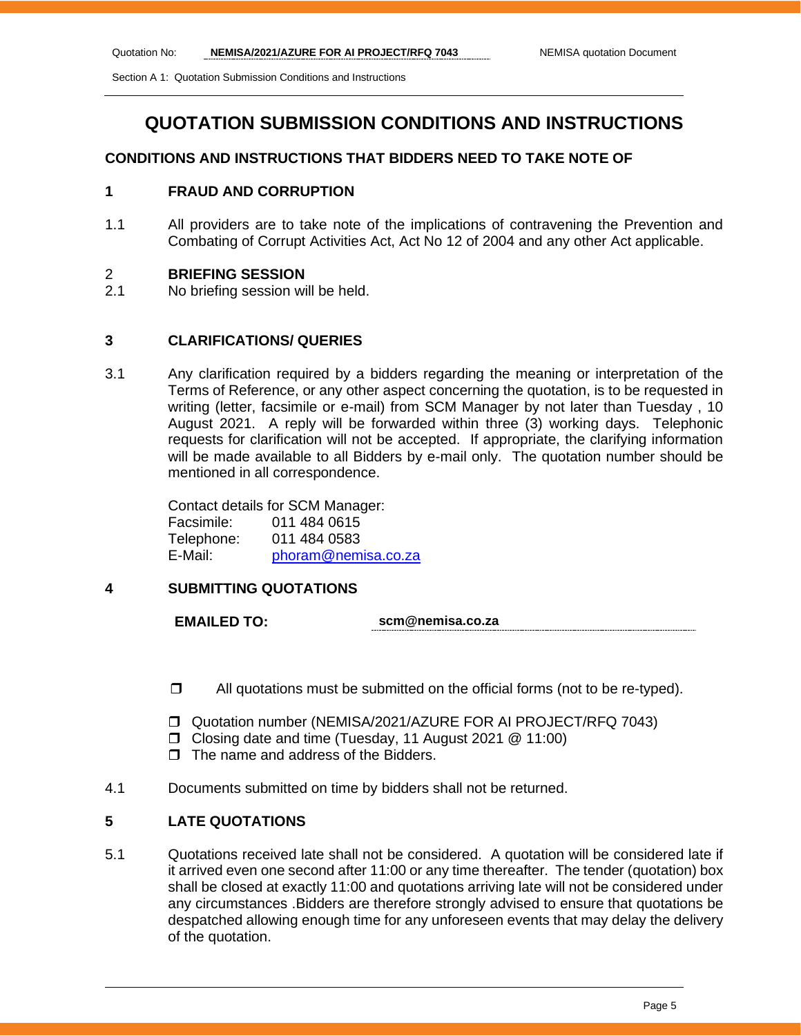# QUOTATION SUBMISSION CONDITIONS AND INSTRUCTIONS

## CONDITIONS AND INSTRUCTIONS THAT BIDDERS NEED TO TAKE NOTE OF

### 1 FRAUD AND CORRUPTION

1.1 All providers are to take note of the implications of contravening the Prevention and Combating of Corrupt Activities Act, Act No 12 of 2004 and any other Act applicable.

### 2 BRIEFING SESSION

2.1 No briefing session will be held.

### 3 CLARIFICATIONS/ QUERIES

3.1 Any clarification required by a bidders regarding the meaning or interpretation of the Terms of Reference, or any other aspect concerning the quotation, is to be requested in writing (letter, facsimile or e-mail) from SCM Manager by not later than Tuesday , 10 August 2021. A reply will be forwarded within three (3) working days. Telephonic requests for clarification will not be accepted. If appropriate, the clarifying information will be made available to all Bidders by e-mail only. The quotation number should be mentioned in all correspondence.

Contact details for SCM Manager:
Facsimile: 011 484 0615
Telephone: 011 484 0583
E-Mail: phoram@nemisa.co.za

### 4 SUBMITTING QUOTATIONS

**EMAILED TO:** **scm@nemisa.co.za**

- ❒ All quotations must be submitted on the official forms (not to be re-typed).
- ❒ Quotation number (NEMISA/2021/AZURE FOR AI PROJECT/RFQ 7043)
- ❒ Closing date and time (Tuesday, 11 August 2021 @ 11:00)
- ❒ The name and address of the Bidders.

4.1 Documents submitted on time by bidders shall not be returned.

### 5 LATE QUOTATIONS

5.1 Quotations received late shall not be considered. A quotation will be considered late if it arrived even one second after 11:00 or any time thereafter. The tender (quotation) box shall be closed at exactly 11:00 and quotations arriving late will not be considered under any circumstances .Bidders are therefore strongly advised to ensure that quotations be despatched allowing enough time for any unforeseen events that may delay the delivery of the quotation.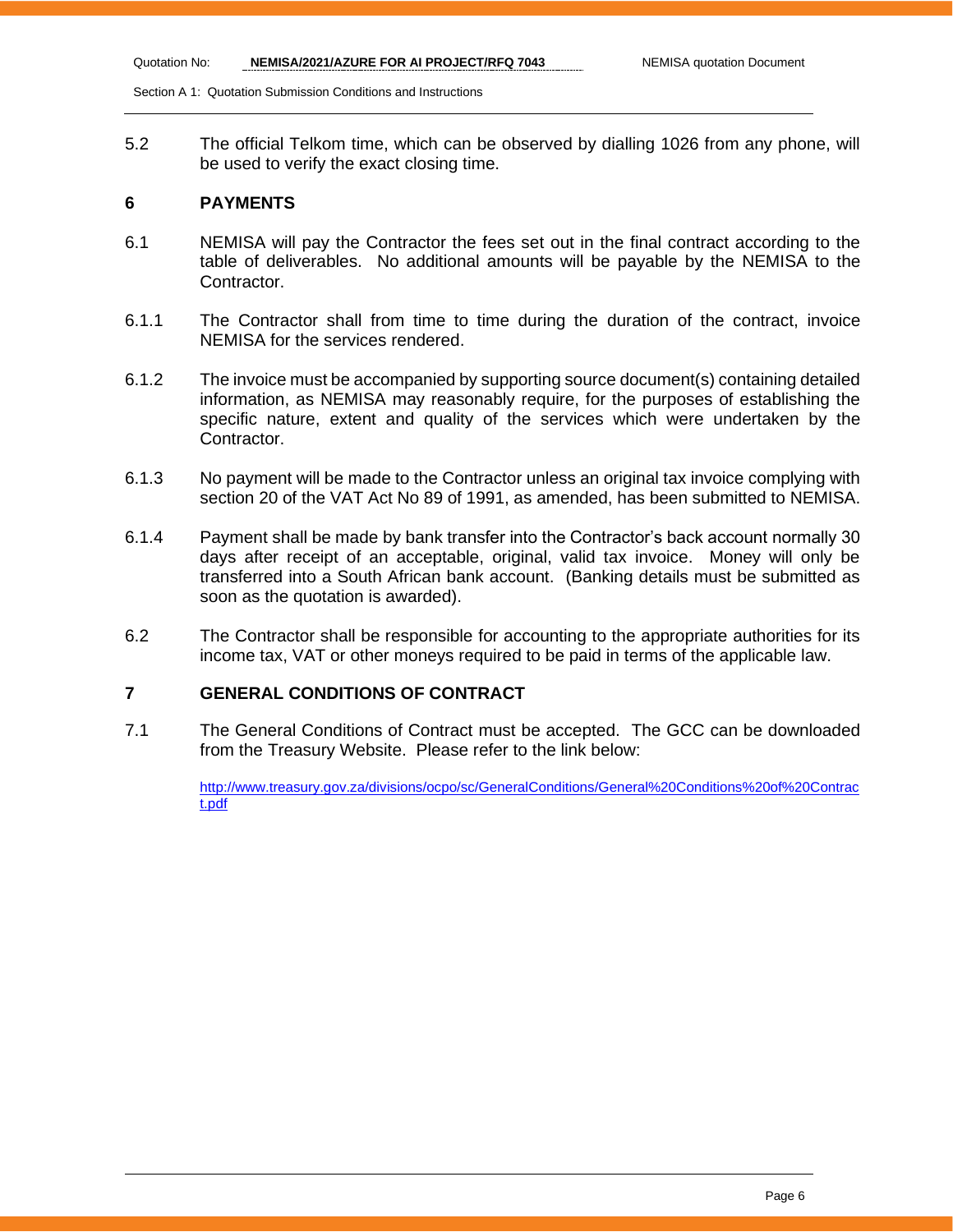5.2 The official Telkom time, which can be observed by dialling 1026 from any phone, will be used to verify the exact closing time.

## 6 PAYMENTS

6.1 NEMISA will pay the Contractor the fees set out in the final contract according to the table of deliverables. No additional amounts will be payable by the NEMISA to the Contractor.

6.1.1 The Contractor shall from time to time during the duration of the contract, invoice NEMISA for the services rendered.

6.1.2 The invoice must be accompanied by supporting source document(s) containing detailed information, as NEMISA may reasonably require, for the purposes of establishing the specific nature, extent and quality of the services which were undertaken by the Contractor.

6.1.3 No payment will be made to the Contractor unless an original tax invoice complying with section 20 of the VAT Act No 89 of 1991, as amended, has been submitted to NEMISA.

6.1.4 Payment shall be made by bank transfer into the Contractor's back account normally 30 days after receipt of an acceptable, original, valid tax invoice. Money will only be transferred into a South African bank account. (Banking details must be submitted as soon as the quotation is awarded).

6.2 The Contractor shall be responsible for accounting to the appropriate authorities for its income tax, VAT or other moneys required to be paid in terms of the applicable law.

## 7 GENERAL CONDITIONS OF CONTRACT

7.1 The General Conditions of Contract must be accepted. The GCC can be downloaded from the Treasury Website. Please refer to the link below:

http://www.treasury.gov.za/divisions/ocpo/sc/GeneralConditions/General%20Conditions%20of%20Contract.pdf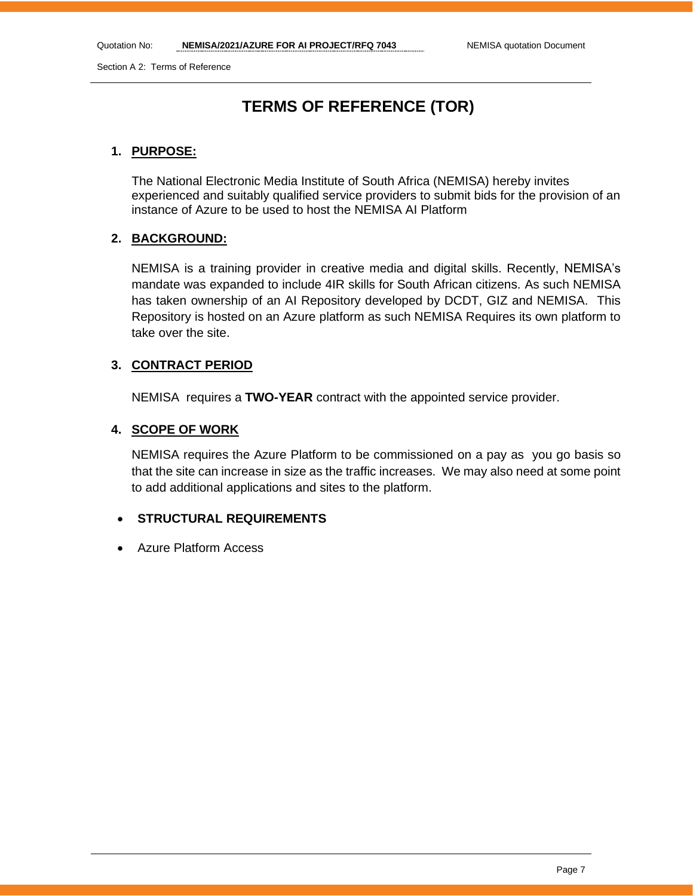# TERMS OF REFERENCE (TOR)

1. **PURPOSE:**

   The National Electronic Media Institute of South Africa (NEMISA) hereby invites experienced and suitably qualified service providers to submit bids for the provision of an instance of Azure to be used to host the NEMISA AI Platform

2. **BACKGROUND:**

   NEMISA is a training provider in creative media and digital skills. Recently, NEMISA's mandate was expanded to include 4IR skills for South African citizens. As such NEMISA has taken ownership of an AI Repository developed by DCDT, GIZ and NEMISA. This Repository is hosted on an Azure platform as such NEMISA Requires its own platform to take over the site.

3. **CONTRACT PERIOD**

   NEMISA requires a **TWO-YEAR** contract with the appointed service provider.

4. **SCOPE OF WORK**

   NEMISA requires the Azure Platform to be commissioned on a pay as you go basis so that the site can increase in size as the traffic increases. We may also need at some point to add additional applications and sites to the platform.

- **STRUCTURAL REQUIREMENTS**
- Azure Platform Access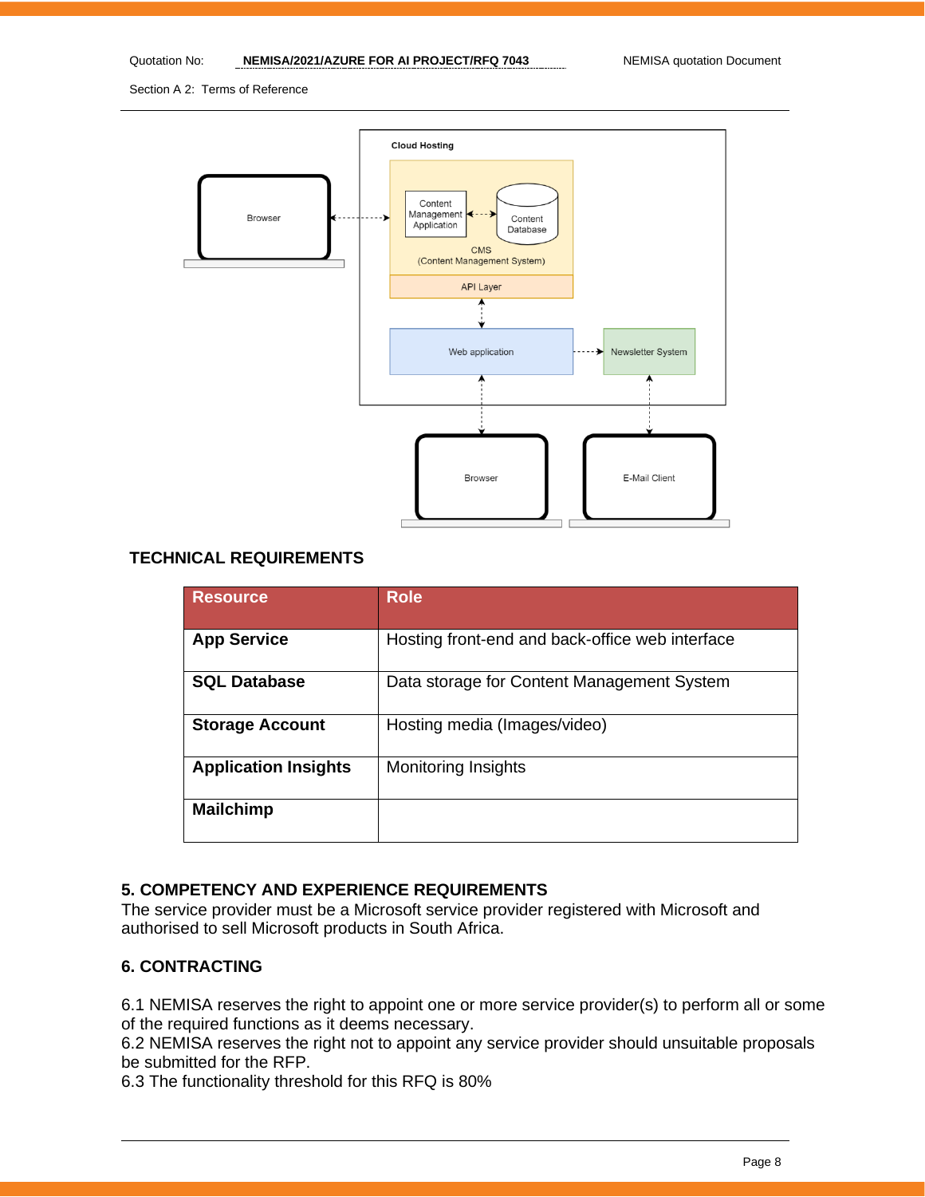Cloud Hosting

Browser

Content Management Application

Content Database

CMS
(Content Management System)

API Layer

Web application

Newsletter System

Browser

E-Mail Client

### TECHNICAL REQUIREMENTS

| Resource | Role |
| --- | --- |
| **App Service** | Hosting front-end and back-office web interface |
| **SQL Database** | Data storage for Content Management System |
| **Storage Account** | Hosting media (Images/video) |
| **Application Insights** | Monitoring Insights |
| **Mailchimp** | |

### 5. COMPETENCY AND EXPERIENCE REQUIREMENTS

The service provider must be a Microsoft service provider registered with Microsoft and authorised to sell Microsoft products in South Africa.

### 6. CONTRACTING

6.1 NEMISA reserves the right to appoint one or more service provider(s) to perform all or some of the required functions as it deems necessary.
6.2 NEMISA reserves the right not to appoint any service provider should unsuitable proposals be submitted for the RFP.
6.3 The functionality threshold for this RFQ is 80%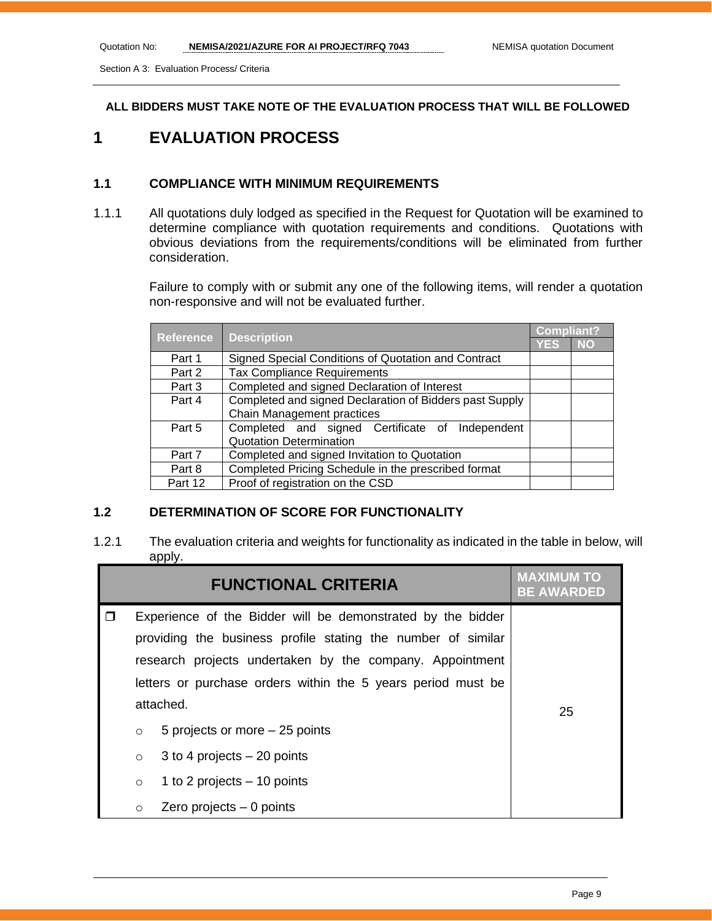ALL BIDDERS MUST TAKE NOTE OF THE EVALUATION PROCESS THAT WILL BE FOLLOWED

# 1 EVALUATION PROCESS

## 1.1 COMPLIANCE WITH MINIMUM REQUIREMENTS

1.1.1 All quotations duly lodged as specified in the Request for Quotation will be examined to determine compliance with quotation requirements and conditions. Quotations with obvious deviations from the requirements/conditions will be eliminated from further consideration.

Failure to comply with or submit any one of the following items, will render a quotation non-responsive and will not be evaluated further.

| Reference | Description | Compliant? | |
|---|---|---|---|
| | | YES | NO |
| Part 1 | Signed Special Conditions of Quotation and Contract | | |
| Part 2 | Tax Compliance Requirements | | |
| Part 3 | Completed and signed Declaration of Interest | | |
| Part 4 | Completed and signed Declaration of Bidders past Supply Chain Management practices | | |
| Part 5 | Completed and signed Certificate of Independent Quotation Determination | | |
| Part 7 | Completed and signed Invitation to Quotation | | |
| Part 8 | Completed Pricing Schedule in the prescribed format | | |
| Part 12 | Proof of registration on the CSD | | |

## 1.2 DETERMINATION OF SCORE FOR FUNCTIONALITY

1.2.1 The evaluation criteria and weights for functionality as indicated in the table in below, will apply.

| FUNCTIONAL CRITERIA | MAXIMUM TO BE AWARDED |
|---|---|
| ❒ Experience of the Bidder will be demonstrated by the bidder providing the business profile stating the number of similar research projects undertaken by the company. Appointment letters or purchase orders within the 5 years period must be attached.<br>○ 5 projects or more – 25 points<br>○ 3 to 4 projects – 20 points<br>○ 1 to 2 projects – 10 points<br>○ Zero projects – 0 points | 25 |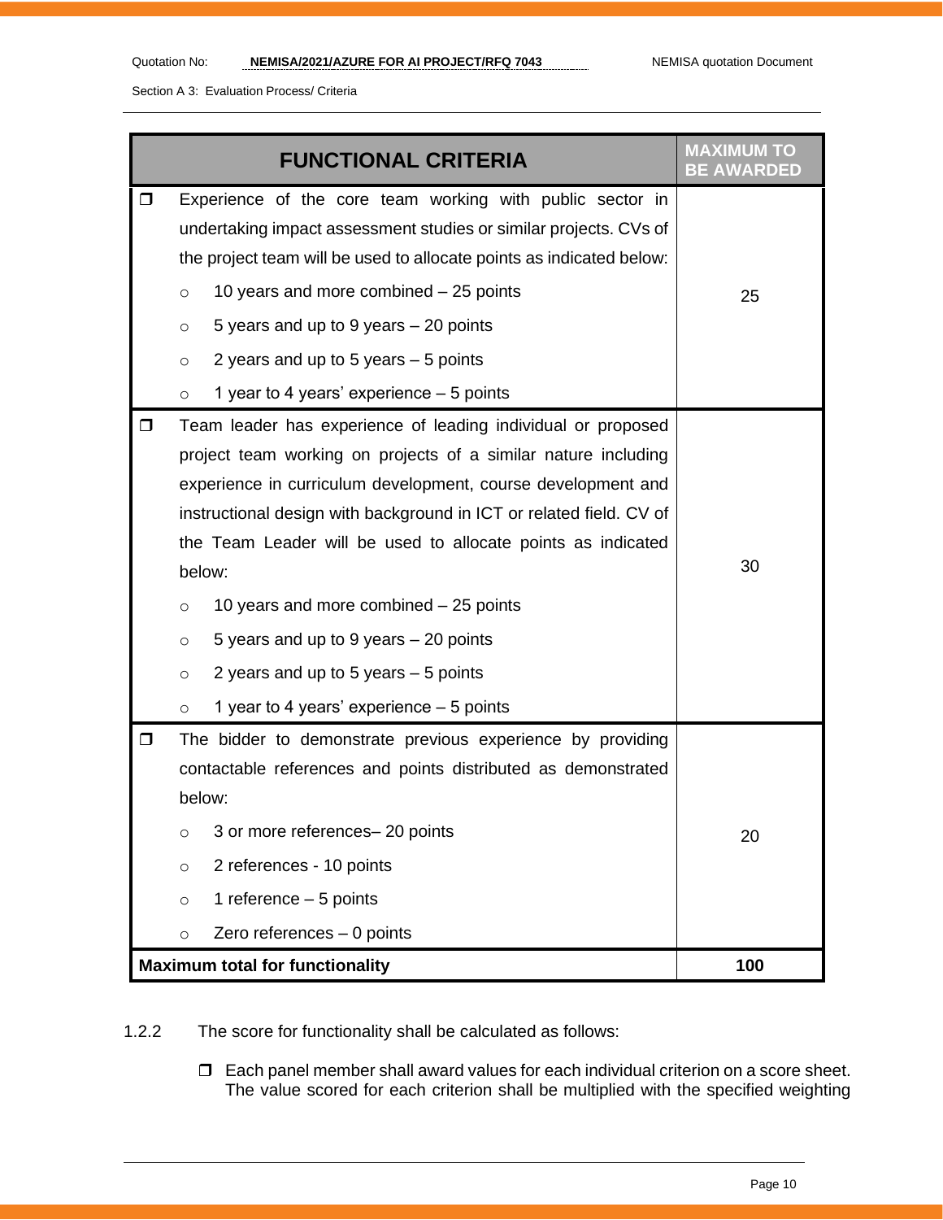| FUNCTIONAL CRITERIA | MAXIMUM TO BE AWARDED |
|---|---|
| ❒ Experience of the core team working with public sector in undertaking impact assessment studies or similar projects. CVs of the project team will be used to allocate points as indicated below:<br>○ 10 years and more combined – 25 points<br>○ 5 years and up to 9 years – 20 points<br>○ 2 years and up to 5 years – 5 points<br>○ 1 year to 4 years' experience – 5 points | 25 |
| ❒ Team leader has experience of leading individual or proposed project team working on projects of a similar nature including experience in curriculum development, course development and instructional design with background in ICT or related field. CV of the Team Leader will be used to allocate points as indicated below:<br>○ 10 years and more combined – 25 points<br>○ 5 years and up to 9 years – 20 points<br>○ 2 years and up to 5 years – 5 points<br>○ 1 year to 4 years' experience – 5 points | 30 |
| ❒ The bidder to demonstrate previous experience by providing contactable references and points distributed as demonstrated below:<br>○ 3 or more references– 20 points<br>○ 2 references - 10 points<br>○ 1 reference – 5 points<br>○ Zero references – 0 points | 20 |
| **Maximum total for functionality** | **100** |

1.2.2 The score for functionality shall be calculated as follows:

- ❒ Each panel member shall award values for each individual criterion on a score sheet. The value scored for each criterion shall be multiplied with the specified weighting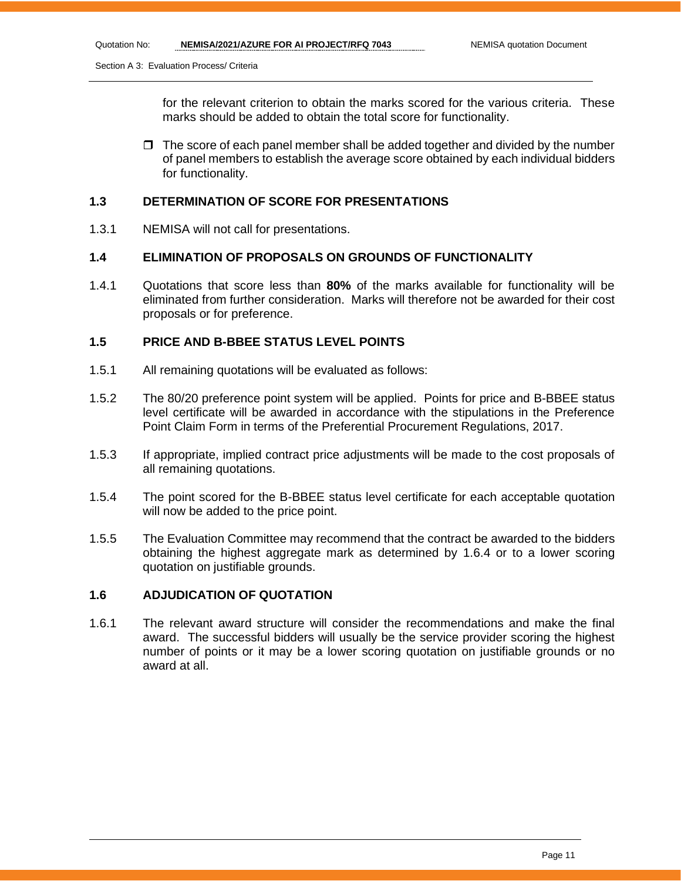for the relevant criterion to obtain the marks scored for the various criteria. These marks should be added to obtain the total score for functionality.

- The score of each panel member shall be added together and divided by the number of panel members to establish the average score obtained by each individual bidders for functionality.

### 1.3 DETERMINATION OF SCORE FOR PRESENTATIONS

1.3.1 NEMISA will not call for presentations.

### 1.4 ELIMINATION OF PROPOSALS ON GROUNDS OF FUNCTIONALITY

1.4.1 Quotations that score less than **80%** of the marks available for functionality will be eliminated from further consideration. Marks will therefore not be awarded for their cost proposals or for preference.

### 1.5 PRICE AND B-BBEE STATUS LEVEL POINTS

1.5.1 All remaining quotations will be evaluated as follows:

1.5.2 The 80/20 preference point system will be applied. Points for price and B-BBEE status level certificate will be awarded in accordance with the stipulations in the Preference Point Claim Form in terms of the Preferential Procurement Regulations, 2017.

1.5.3 If appropriate, implied contract price adjustments will be made to the cost proposals of all remaining quotations.

1.5.4 The point scored for the B-BBEE status level certificate for each acceptable quotation will now be added to the price point.

1.5.5 The Evaluation Committee may recommend that the contract be awarded to the bidders obtaining the highest aggregate mark as determined by 1.6.4 or to a lower scoring quotation on justifiable grounds.

### 1.6 ADJUDICATION OF QUOTATION

1.6.1 The relevant award structure will consider the recommendations and make the final award. The successful bidders will usually be the service provider scoring the highest number of points or it may be a lower scoring quotation on justifiable grounds or no award at all.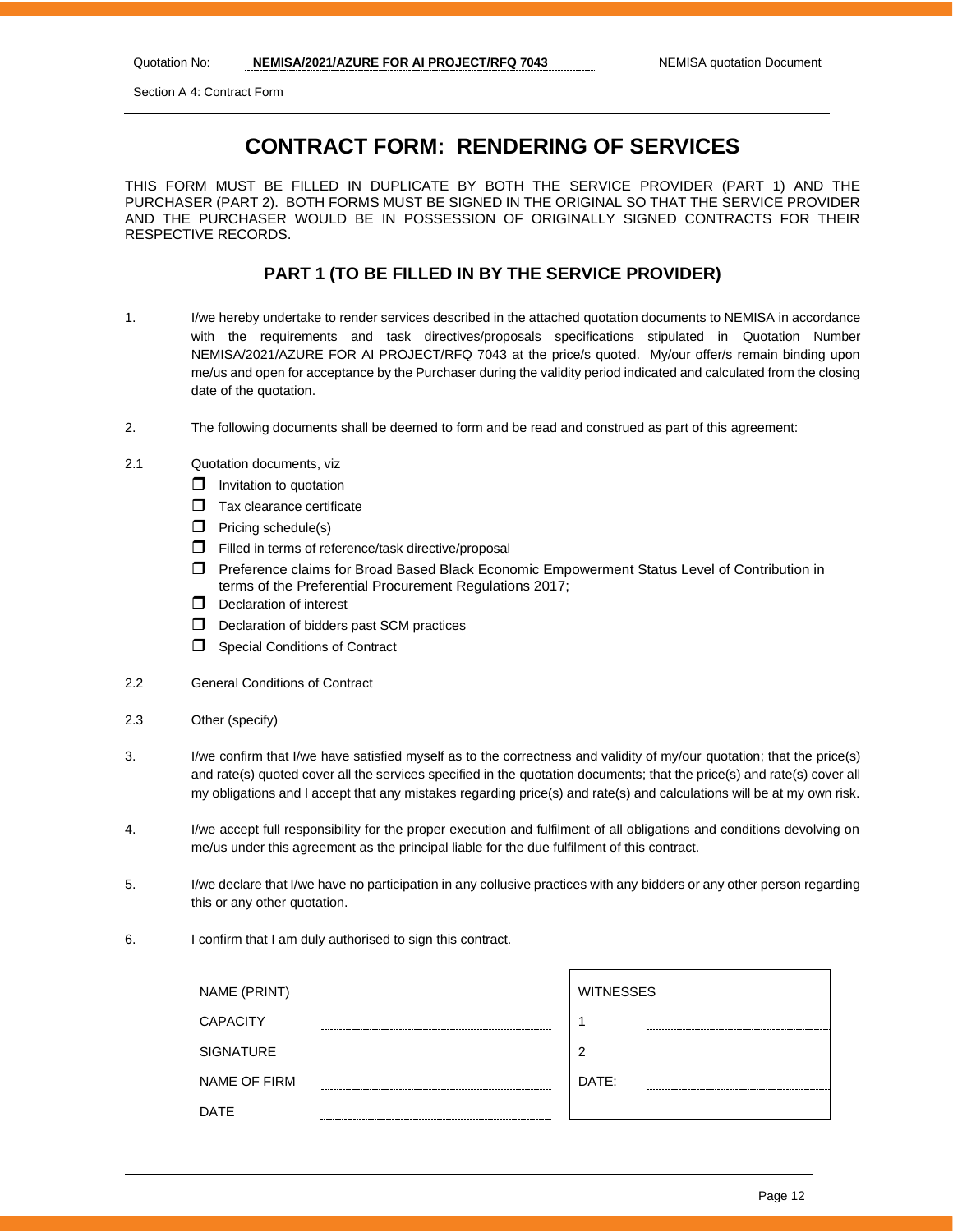# CONTRACT FORM: RENDERING OF SERVICES

THIS FORM MUST BE FILLED IN DUPLICATE BY BOTH THE SERVICE PROVIDER (PART 1) AND THE PURCHASER (PART 2). BOTH FORMS MUST BE SIGNED IN THE ORIGINAL SO THAT THE SERVICE PROVIDER AND THE PURCHASER WOULD BE IN POSSESSION OF ORIGINALLY SIGNED CONTRACTS FOR THEIR RESPECTIVE RECORDS.

## PART 1 (TO BE FILLED IN BY THE SERVICE PROVIDER)

1. I/we hereby undertake to render services described in the attached quotation documents to NEMISA in accordance with the requirements and task directives/proposals specifications stipulated in Quotation Number NEMISA/2021/AZURE FOR AI PROJECT/RFQ 7043 at the price/s quoted. My/our offer/s remain binding upon me/us and open for acceptance by the Purchaser during the validity period indicated and calculated from the closing date of the quotation.

2. The following documents shall be deemed to form and be read and construed as part of this agreement:

2.1 Quotation documents, viz
- ☐ Invitation to quotation
- ☐ Tax clearance certificate
- ☐ Pricing schedule(s)
- ☐ Filled in terms of reference/task directive/proposal
- ☐ Preference claims for Broad Based Black Economic Empowerment Status Level of Contribution in terms of the Preferential Procurement Regulations 2017;
- ☐ Declaration of interest
- ☐ Declaration of bidders past SCM practices
- ☐ Special Conditions of Contract

2.2 General Conditions of Contract

2.3 Other (specify)

3. I/we confirm that I/we have satisfied myself as to the correctness and validity of my/our quotation; that the price(s) and rate(s) quoted cover all the services specified in the quotation documents; that the price(s) and rate(s) cover all my obligations and I accept that any mistakes regarding price(s) and rate(s) and calculations will be at my own risk.

4. I/we accept full responsibility for the proper execution and fulfilment of all obligations and conditions devolving on me/us under this agreement as the principal liable for the due fulfilment of this contract.

5. I/we declare that I/we have no participation in any collusive practices with any bidders or any other person regarding this or any other quotation.

6. I confirm that I am duly authorised to sign this contract.

| | | WITNESSES | |
|---|---|---|---|
| NAME (PRINT) | ............................ | 1 | ............................ |
| CAPACITY | ............................ | 2 | ............................ |
| SIGNATURE | ............................ | DATE: | ............................ |
| NAME OF FIRM | ............................ | | |
| DATE | ............................ | | |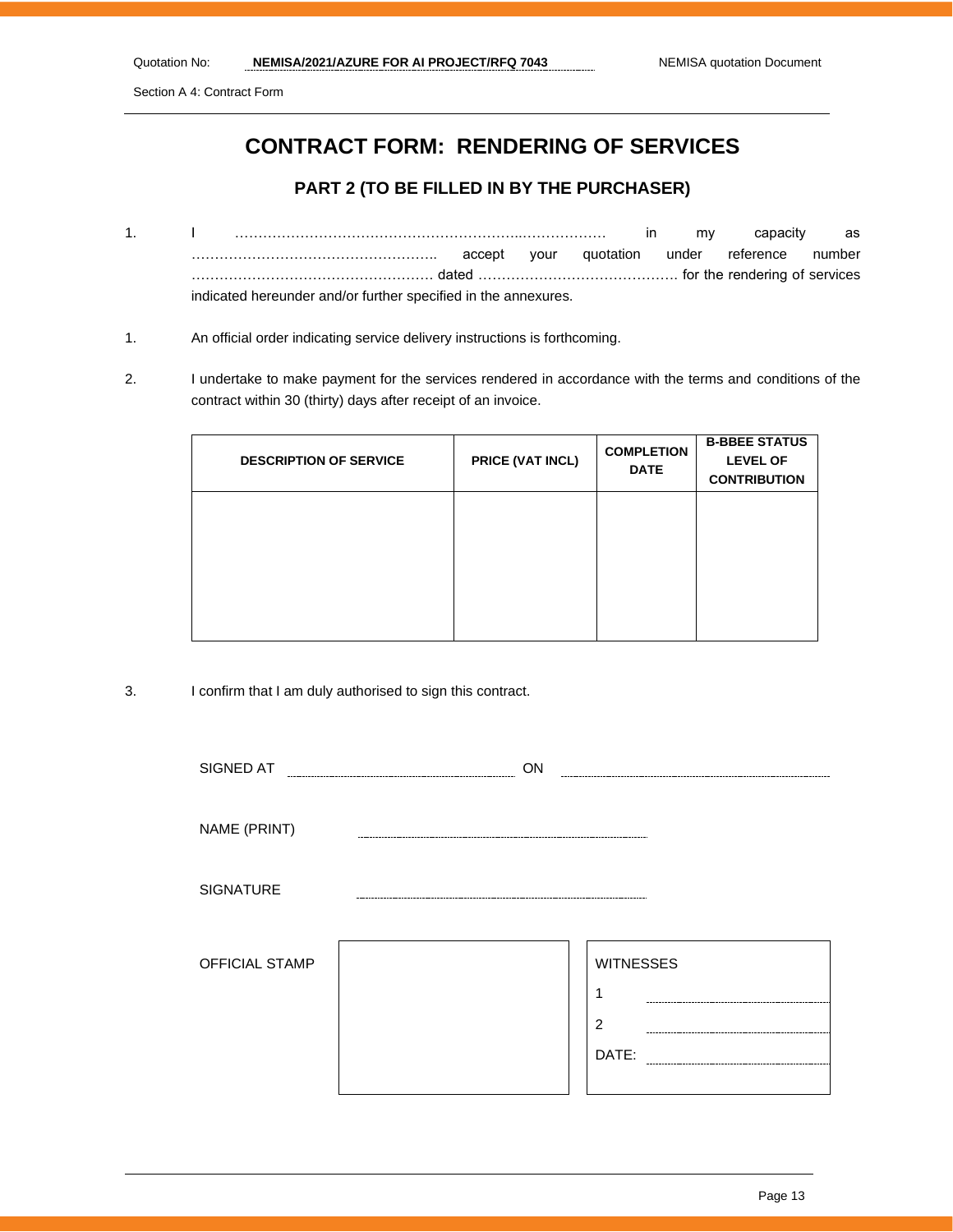Quotation No: **NEMISA/2021/AZURE FOR AI PROJECT/RFQ 7043** NEMISA quotation Document

Section A 4: Contract Form

# CONTRACT FORM: RENDERING OF SERVICES

## PART 2 (TO BE FILLED IN BY THE PURCHASER)

1. I ………………………………………………………..……………… in my capacity as …………………………………………….. accept your quotation under reference number …………………………………………… dated …………………………………… for the rendering of services indicated hereunder and/or further specified in the annexures.

1. An official order indicating service delivery instructions is forthcoming.

2. I undertake to make payment for the services rendered in accordance with the terms and conditions of the contract within 30 (thirty) days after receipt of an invoice.

| DESCRIPTION OF SERVICE | PRICE (VAT INCL) | COMPLETION DATE | B-BBEE STATUS LEVEL OF CONTRIBUTION |
|---|---|---|---|
| | | | |

3. I confirm that I am duly authorised to sign this contract.

SIGNED AT ……………………………… ON ………………………………

NAME (PRINT) ………………………………

SIGNATURE ………………………………

OFFICIAL STAMP

WITNESSES

1 ………………………………

2 ………………………………

DATE: ………………………………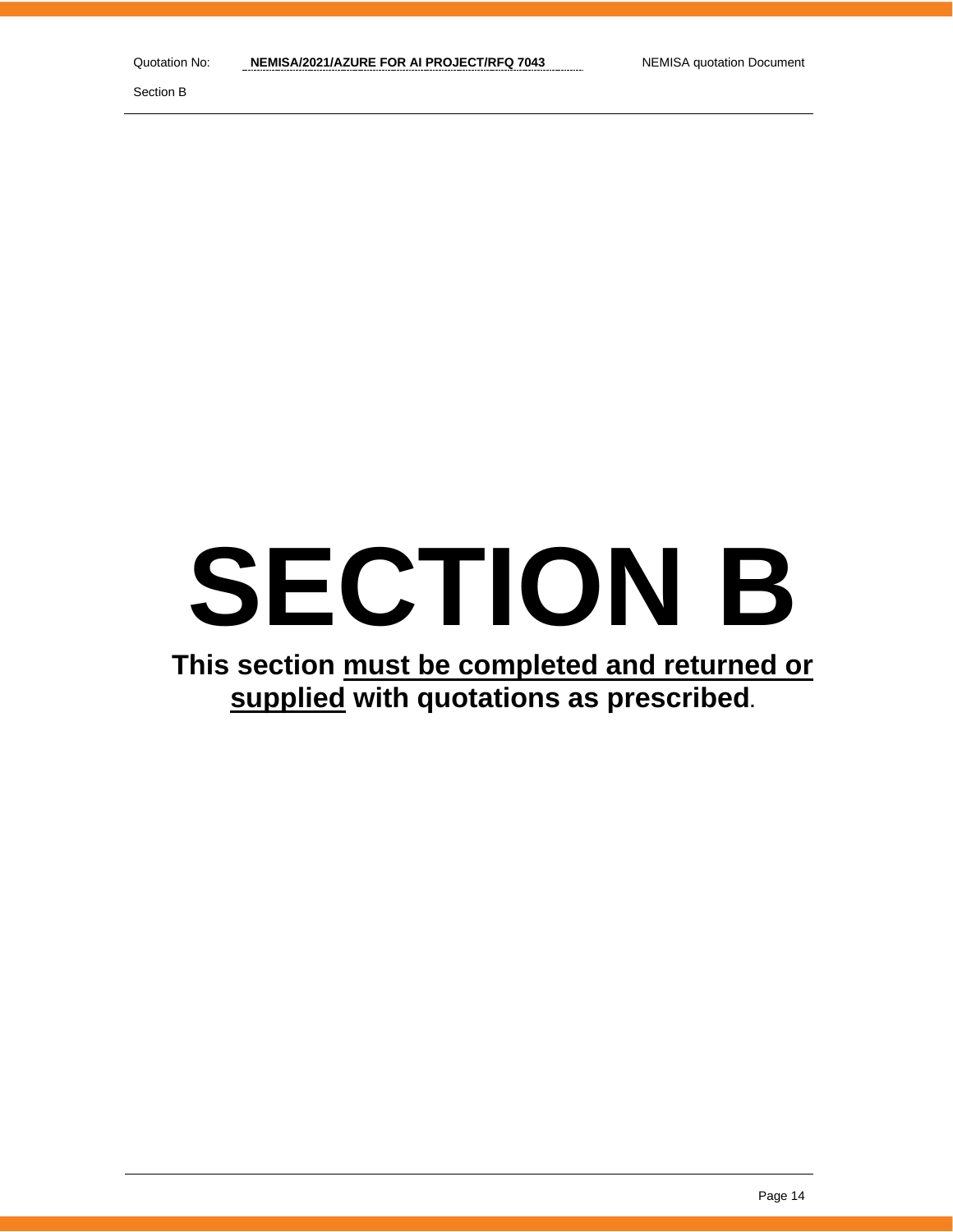# SECTION B

**This section must be completed and returned or supplied with quotations as prescribed.**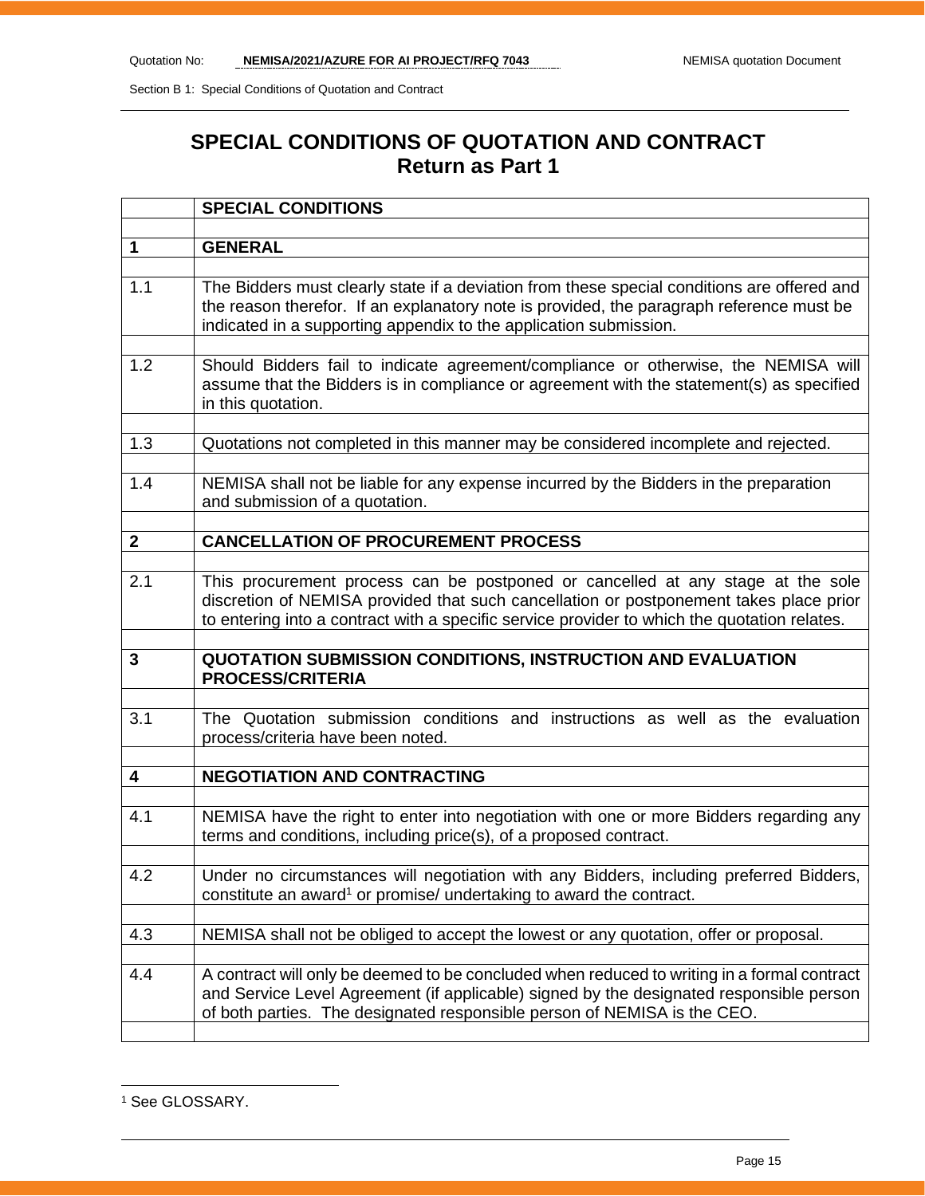# SPECIAL CONDITIONS OF QUOTATION AND CONTRACT
## Return as Part 1

| | SPECIAL CONDITIONS |
|---|---|
| **1** | **GENERAL** |
| 1.1 | The Bidders must clearly state if a deviation from these special conditions are offered and the reason therefor. If an explanatory note is provided, the paragraph reference must be indicated in a supporting appendix to the application submission. |
| 1.2 | Should Bidders fail to indicate agreement/compliance or otherwise, the NEMISA will assume that the Bidders is in compliance or agreement with the statement(s) as specified in this quotation. |
| 1.3 | Quotations not completed in this manner may be considered incomplete and rejected. |
| 1.4 | NEMISA shall not be liable for any expense incurred by the Bidders in the preparation and submission of a quotation. |
| **2** | **CANCELLATION OF PROCUREMENT PROCESS** |
| 2.1 | This procurement process can be postponed or cancelled at any stage at the sole discretion of NEMISA provided that such cancellation or postponement takes place prior to entering into a contract with a specific service provider to which the quotation relates. |
| **3** | **QUOTATION SUBMISSION CONDITIONS, INSTRUCTION AND EVALUATION PROCESS/CRITERIA** |
| 3.1 | The Quotation submission conditions and instructions as well as the evaluation process/criteria have been noted. |
| **4** | **NEGOTIATION AND CONTRACTING** |
| 4.1 | NEMISA have the right to enter into negotiation with one or more Bidders regarding any terms and conditions, including price(s), of a proposed contract. |
| 4.2 | Under no circumstances will negotiation with any Bidders, including preferred Bidders, constitute an award[1] or promise/ undertaking to award the contract. |
| 4.3 | NEMISA shall not be obliged to accept the lowest or any quotation, offer or proposal. |
| 4.4 | A contract will only be deemed to be concluded when reduced to writing in a formal contract and Service Level Agreement (if applicable) signed by the designated responsible person of both parties. The designated responsible person of NEMISA is the CEO. |

[1] See GLOSSARY.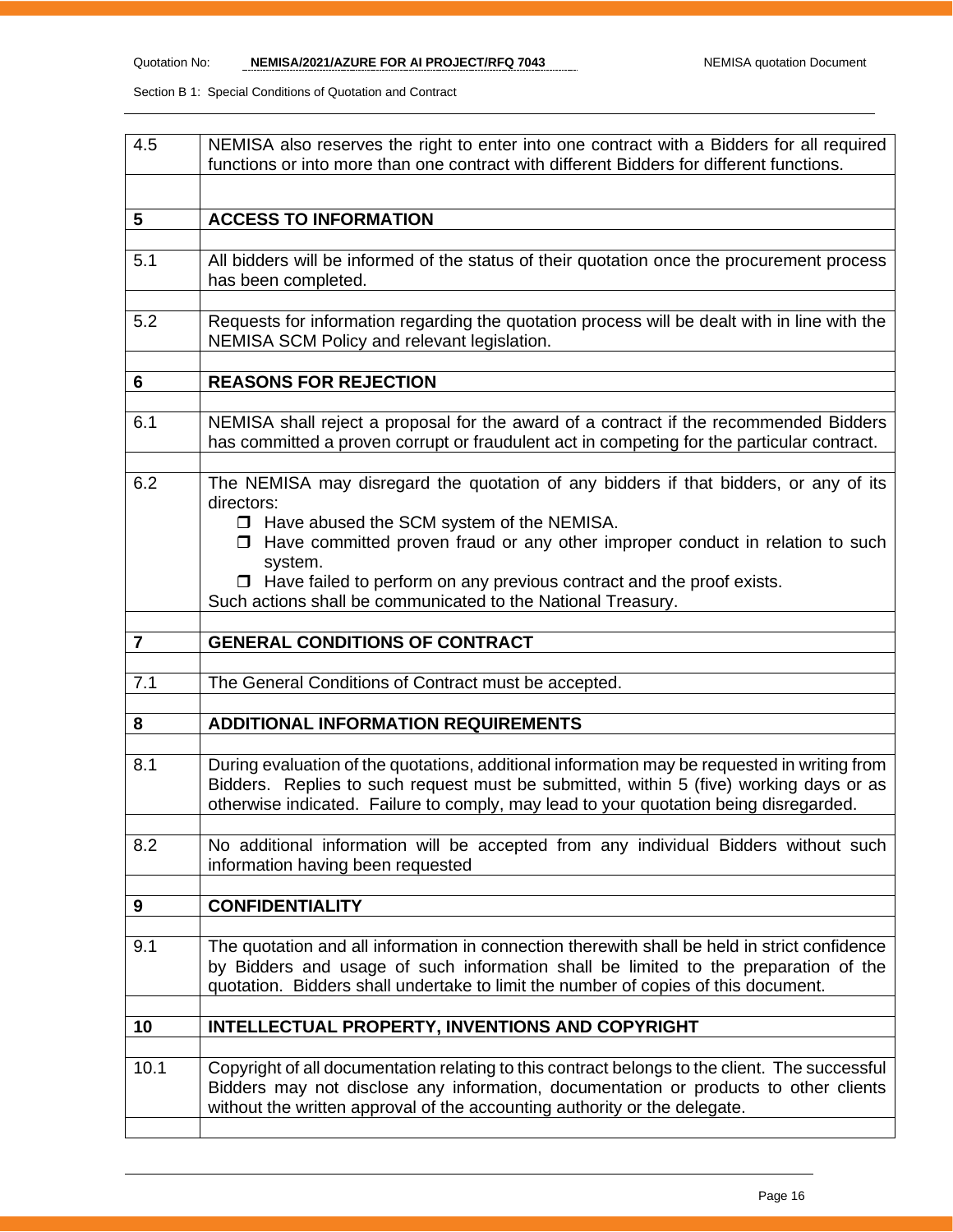| | |
|---|---|
| 4.5 | NEMISA also reserves the right to enter into one contract with a Bidders for all required functions or into more than one contract with different Bidders for different functions. |
| | |
| **5** | **ACCESS TO INFORMATION** |
| | |
| 5.1 | All bidders will be informed of the status of their quotation once the procurement process has been completed. |
| | |
| 5.2 | Requests for information regarding the quotation process will be dealt with in line with the NEMISA SCM Policy and relevant legislation. |
| | |
| **6** | **REASONS FOR REJECTION** |
| | |
| 6.1 | NEMISA shall reject a proposal for the award of a contract if the recommended Bidders has committed a proven corrupt or fraudulent act in competing for the particular contract. |
| | |
| 6.2 | The NEMISA may disregard the quotation of any bidders if that bidders, or any of its directors:<br>❒ Have abused the SCM system of the NEMISA.<br>❒ Have committed proven fraud or any other improper conduct in relation to such system.<br>❒ Have failed to perform on any previous contract and the proof exists.<br>Such actions shall be communicated to the National Treasury. |
| | |
| **7** | **GENERAL CONDITIONS OF CONTRACT** |
| | |
| 7.1 | The General Conditions of Contract must be accepted. |
| | |
| **8** | **ADDITIONAL INFORMATION REQUIREMENTS** |
| | |
| 8.1 | During evaluation of the quotations, additional information may be requested in writing from Bidders. Replies to such request must be submitted, within 5 (five) working days or as otherwise indicated. Failure to comply, may lead to your quotation being disregarded. |
| | |
| 8.2 | No additional information will be accepted from any individual Bidders without such information having been requested |
| | |
| **9** | **CONFIDENTIALITY** |
| | |
| 9.1 | The quotation and all information in connection therewith shall be held in strict confidence by Bidders and usage of such information shall be limited to the preparation of the quotation. Bidders shall undertake to limit the number of copies of this document. |
| | |
| **10** | **INTELLECTUAL PROPERTY, INVENTIONS AND COPYRIGHT** |
| | |
| 10.1 | Copyright of all documentation relating to this contract belongs to the client. The successful Bidders may not disclose any information, documentation or products to other clients without the written approval of the accounting authority or the delegate. |
| | |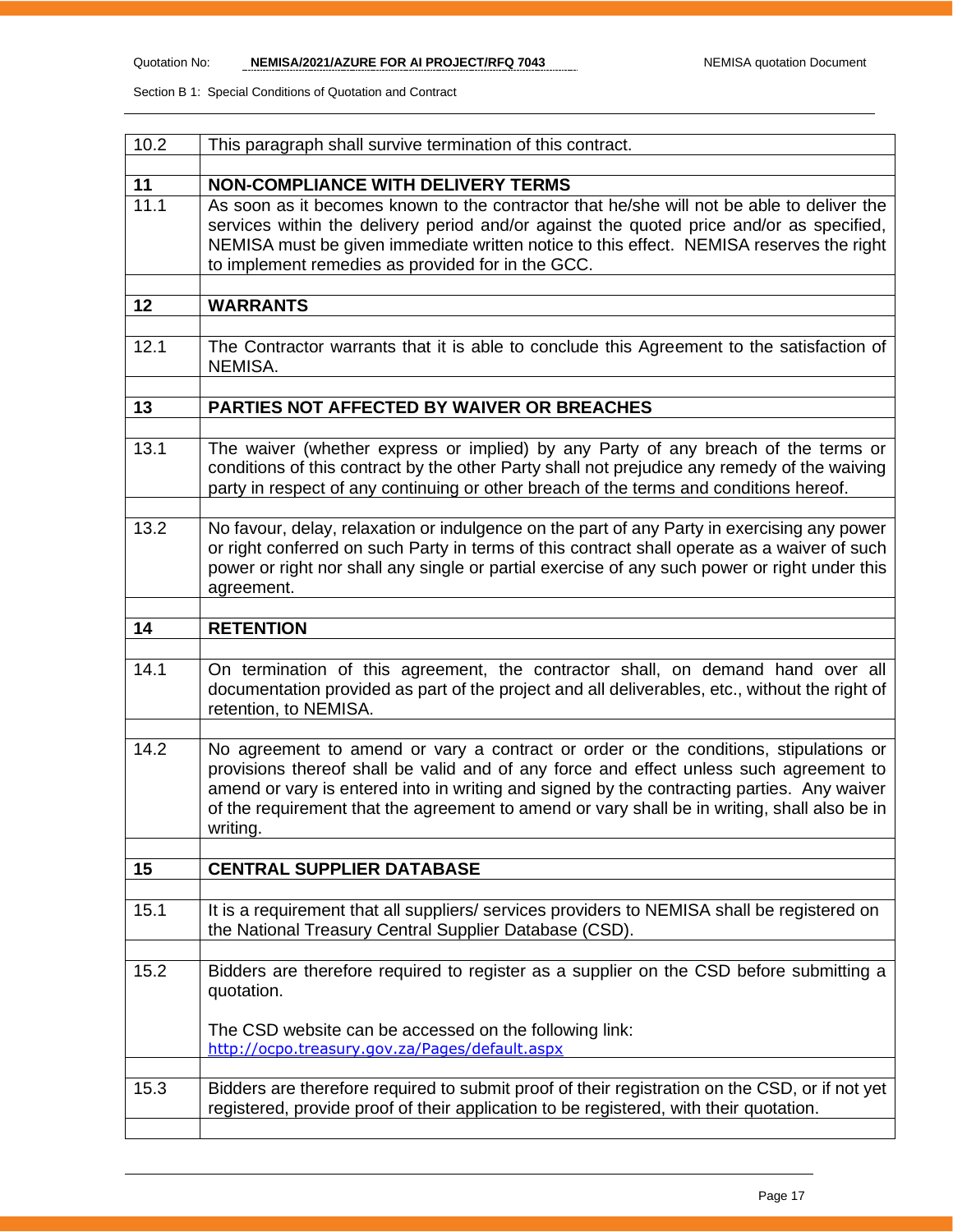| | |
|---|---|
| 10.2 | This paragraph shall survive termination of this contract. |
| | |
| **11** | **NON-COMPLIANCE WITH DELIVERY TERMS** |
| 11.1 | As soon as it becomes known to the contractor that he/she will not be able to deliver the services within the delivery period and/or against the quoted price and/or as specified, NEMISA must be given immediate written notice to this effect. NEMISA reserves the right to implement remedies as provided for in the GCC. |
| | |
| **12** | **WARRANTS** |
| | |
| 12.1 | The Contractor warrants that it is able to conclude this Agreement to the satisfaction of NEMISA. |
| | |
| **13** | **PARTIES NOT AFFECTED BY WAIVER OR BREACHES** |
| | |
| 13.1 | The waiver (whether express or implied) by any Party of any breach of the terms or conditions of this contract by the other Party shall not prejudice any remedy of the waiving party in respect of any continuing or other breach of the terms and conditions hereof. |
| | |
| 13.2 | No favour, delay, relaxation or indulgence on the part of any Party in exercising any power or right conferred on such Party in terms of this contract shall operate as a waiver of such power or right nor shall any single or partial exercise of any such power or right under this agreement. |
| | |
| **14** | **RETENTION** |
| | |
| 14.1 | On termination of this agreement, the contractor shall, on demand hand over all documentation provided as part of the project and all deliverables, etc., without the right of retention, to NEMISA. |
| | |
| 14.2 | No agreement to amend or vary a contract or order or the conditions, stipulations or provisions thereof shall be valid and of any force and effect unless such agreement to amend or vary is entered into in writing and signed by the contracting parties. Any waiver of the requirement that the agreement to amend or vary shall be in writing, shall also be in writing. |
| | |
| **15** | **CENTRAL SUPPLIER DATABASE** |
| | |
| 15.1 | It is a requirement that all suppliers/ services providers to NEMISA shall be registered on the National Treasury Central Supplier Database (CSD). |
| | |
| 15.2 | Bidders are therefore required to register as a supplier on the CSD before submitting a quotation.<br><br>The CSD website can be accessed on the following link: http://ocpo.treasury.gov.za/Pages/default.aspx |
| | |
| 15.3 | Bidders are therefore required to submit proof of their registration on the CSD, or if not yet registered, provide proof of their application to be registered, with their quotation. |
| | |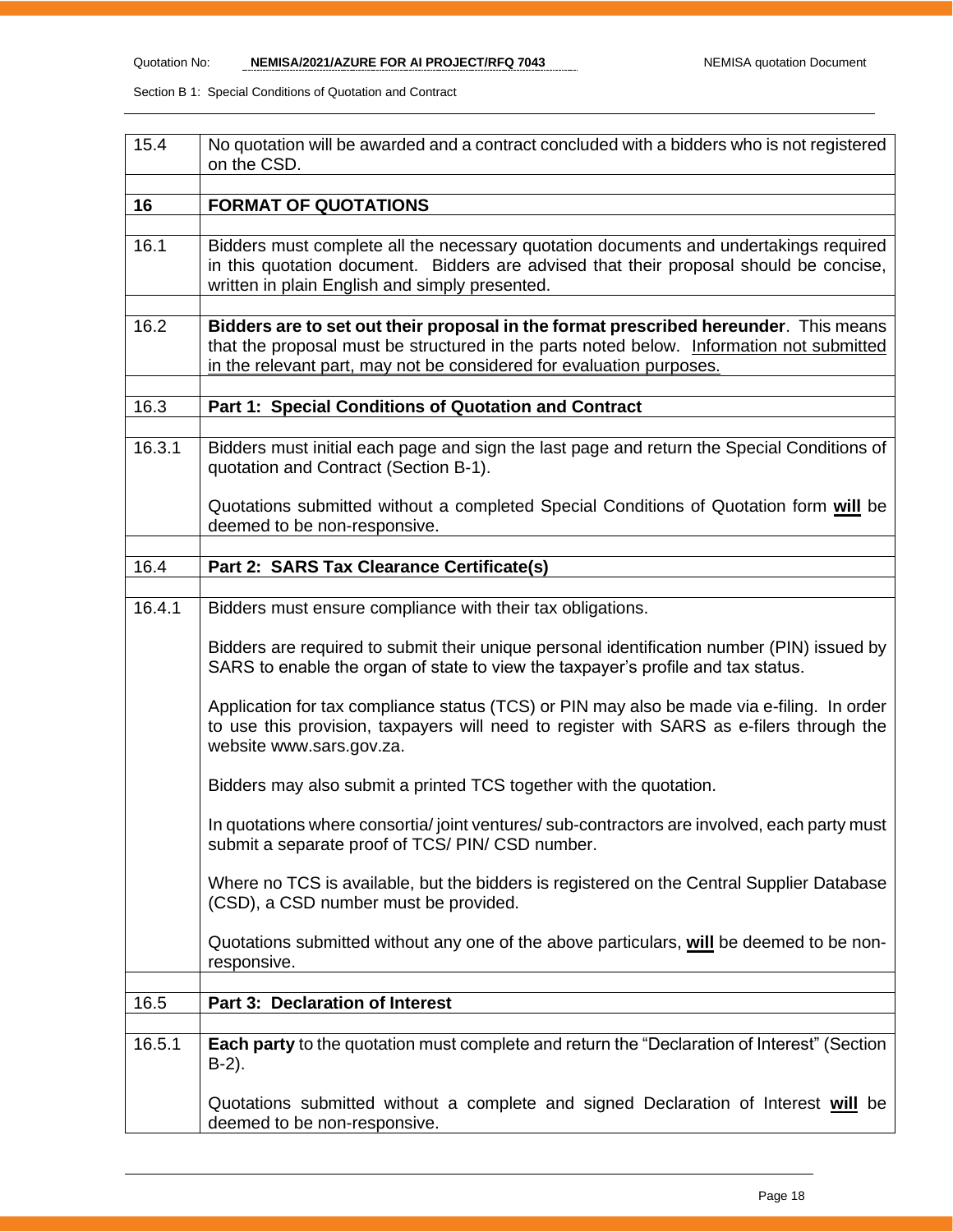| | |
|---|---|
| 15.4 | No quotation will be awarded and a contract concluded with a bidders who is not registered on the CSD. |
| | |
| **16** | **FORMAT OF QUOTATIONS** |
| | |
| 16.1 | Bidders must complete all the necessary quotation documents and undertakings required in this quotation document. Bidders are advised that their proposal should be concise, written in plain English and simply presented. |
| | |
| 16.2 | **Bidders are to set out their proposal in the format prescribed hereunder**. This means that the proposal must be structured in the parts noted below. <u>Information not submitted in the relevant part, may not be considered for evaluation purposes.</u> |
| | |
| 16.3 | **Part 1: Special Conditions of Quotation and Contract** |
| | |
| 16.3.1 | Bidders must initial each page and sign the last page and return the Special Conditions of quotation and Contract (Section B-1).<br><br>Quotations submitted without a completed Special Conditions of Quotation form **<u>will</u>** be deemed to be non-responsive. |
| | |
| 16.4 | **Part 2: SARS Tax Clearance Certificate(s)** |
| | |
| 16.4.1 | Bidders must ensure compliance with their tax obligations.<br><br>Bidders are required to submit their unique personal identification number (PIN) issued by SARS to enable the organ of state to view the taxpayer's profile and tax status.<br><br>Application for tax compliance status (TCS) or PIN may also be made via e-filing. In order to use this provision, taxpayers will need to register with SARS as e-filers through the website www.sars.gov.za.<br><br>Bidders may also submit a printed TCS together with the quotation.<br><br>In quotations where consortia/ joint ventures/ sub-contractors are involved, each party must submit a separate proof of TCS/ PIN/ CSD number.<br><br>Where no TCS is available, but the bidders is registered on the Central Supplier Database (CSD), a CSD number must be provided.<br><br>Quotations submitted without any one of the above particulars, **<u>will</u>** be deemed to be non-responsive. |
| | |
| 16.5 | **Part 3: Declaration of Interest** |
| | |
| 16.5.1 | **Each party** to the quotation must complete and return the "Declaration of Interest" (Section B-2).<br><br>Quotations submitted without a complete and signed Declaration of Interest **<u>will</u>** be deemed to be non-responsive. |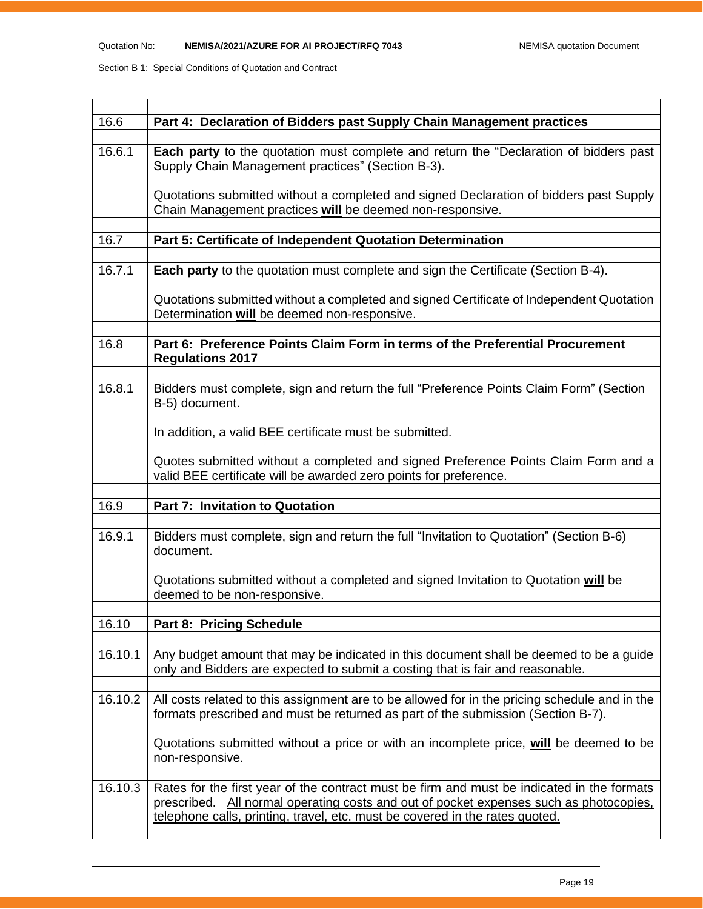| | |
|---|---|
| 16.6 | **Part 4: Declaration of Bidders past Supply Chain Management practices** |
| 16.6.1 | **Each party** to the quotation must complete and return the "Declaration of bidders past Supply Chain Management practices" (Section B-3).<br><br>Quotations submitted without a completed and signed Declaration of bidders past Supply Chain Management practices **will** be deemed non-responsive. |
| 16.7 | **Part 5: Certificate of Independent Quotation Determination** |
| 16.7.1 | **Each party** to the quotation must complete and sign the Certificate (Section B-4).<br><br>Quotations submitted without a completed and signed Certificate of Independent Quotation Determination **will** be deemed non-responsive. |
| 16.8 | **Part 6: Preference Points Claim Form in terms of the Preferential Procurement Regulations 2017** |
| 16.8.1 | Bidders must complete, sign and return the full "Preference Points Claim Form" (Section B-5) document.<br><br>In addition, a valid BEE certificate must be submitted.<br><br>Quotes submitted without a completed and signed Preference Points Claim Form and a valid BEE certificate will be awarded zero points for preference. |
| 16.9 | **Part 7: Invitation to Quotation** |
| 16.9.1 | Bidders must complete, sign and return the full "Invitation to Quotation" (Section B-6) document.<br><br>Quotations submitted without a completed and signed Invitation to Quotation **will** be deemed to be non-responsive. |
| 16.10 | **Part 8: Pricing Schedule** |
| 16.10.1 | Any budget amount that may be indicated in this document shall be deemed to be a guide only and Bidders are expected to submit a costing that is fair and reasonable. |
| 16.10.2 | All costs related to this assignment are to be allowed for in the pricing schedule and in the formats prescribed and must be returned as part of the submission (Section B-7).<br><br>Quotations submitted without a price or with an incomplete price, **will** be deemed to be non-responsive. |
| 16.10.3 | Rates for the first year of the contract must be firm and must be indicated in the formats prescribed. <u>All normal operating costs and out of pocket expenses such as photocopies, telephone calls, printing, travel, etc. must be covered in the rates quoted.</u> |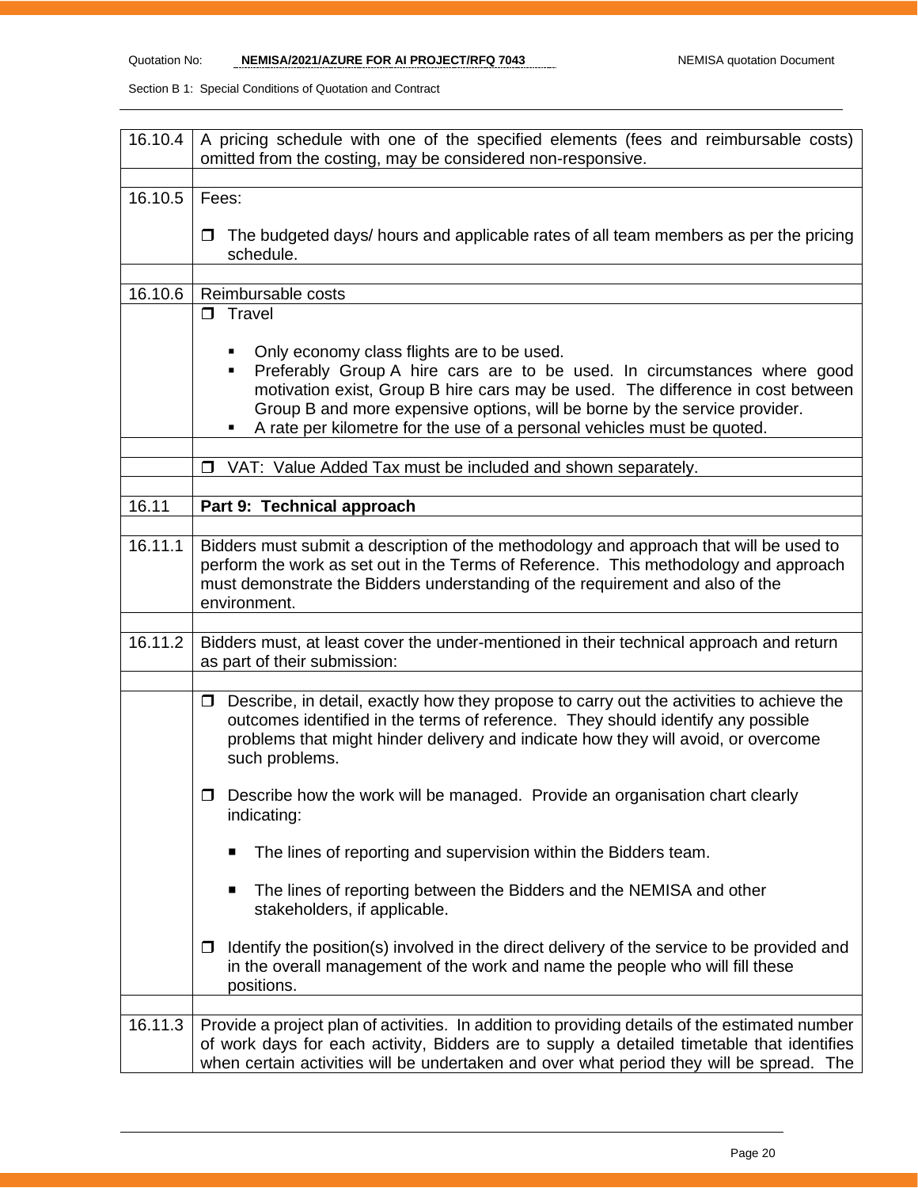| | |
|---|---|
| 16.10.4 | A pricing schedule with one of the specified elements (fees and reimbursable costs) omitted from the costing, may be considered non-responsive. |
| | |
| 16.10.5 | Fees:<br><br>❒ The budgeted days/ hours and applicable rates of all team members as per the pricing schedule. |
| | |
| 16.10.6 | Reimbursable costs |
| | ❒ Travel<br><br>▪ Only economy class flights are to be used.<br>▪ Preferably Group A hire cars are to be used. In circumstances where good motivation exist, Group B hire cars may be used. The difference in cost between Group B and more expensive options, will be borne by the service provider.<br>▪ A rate per kilometre for the use of a personal vehicles must be quoted. |
| | |
| | ❒ VAT: Value Added Tax must be included and shown separately. |
| | |
| 16.11 | **Part 9: Technical approach** |
| | |
| 16.11.1 | Bidders must submit a description of the methodology and approach that will be used to perform the work as set out in the Terms of Reference. This methodology and approach must demonstrate the Bidders understanding of the requirement and also of the environment. |
| | |
| 16.11.2 | Bidders must, at least cover the under-mentioned in their technical approach and return as part of their submission: |
| | |
| | ❒ Describe, in detail, exactly how they propose to carry out the activities to achieve the outcomes identified in the terms of reference. They should identify any possible problems that might hinder delivery and indicate how they will avoid, or overcome such problems.<br><br>❒ Describe how the work will be managed. Provide an organisation chart clearly indicating:<br><br>▪ The lines of reporting and supervision within the Bidders team.<br><br>▪ The lines of reporting between the Bidders and the NEMISA and other stakeholders, if applicable.<br><br>❒ Identify the position(s) involved in the direct delivery of the service to be provided and in the overall management of the work and name the people who will fill these positions. |
| | |
| 16.11.3 | Provide a project plan of activities. In addition to providing details of the estimated number of work days for each activity, Bidders are to supply a detailed timetable that identifies when certain activities will be undertaken and over what period they will be spread. The |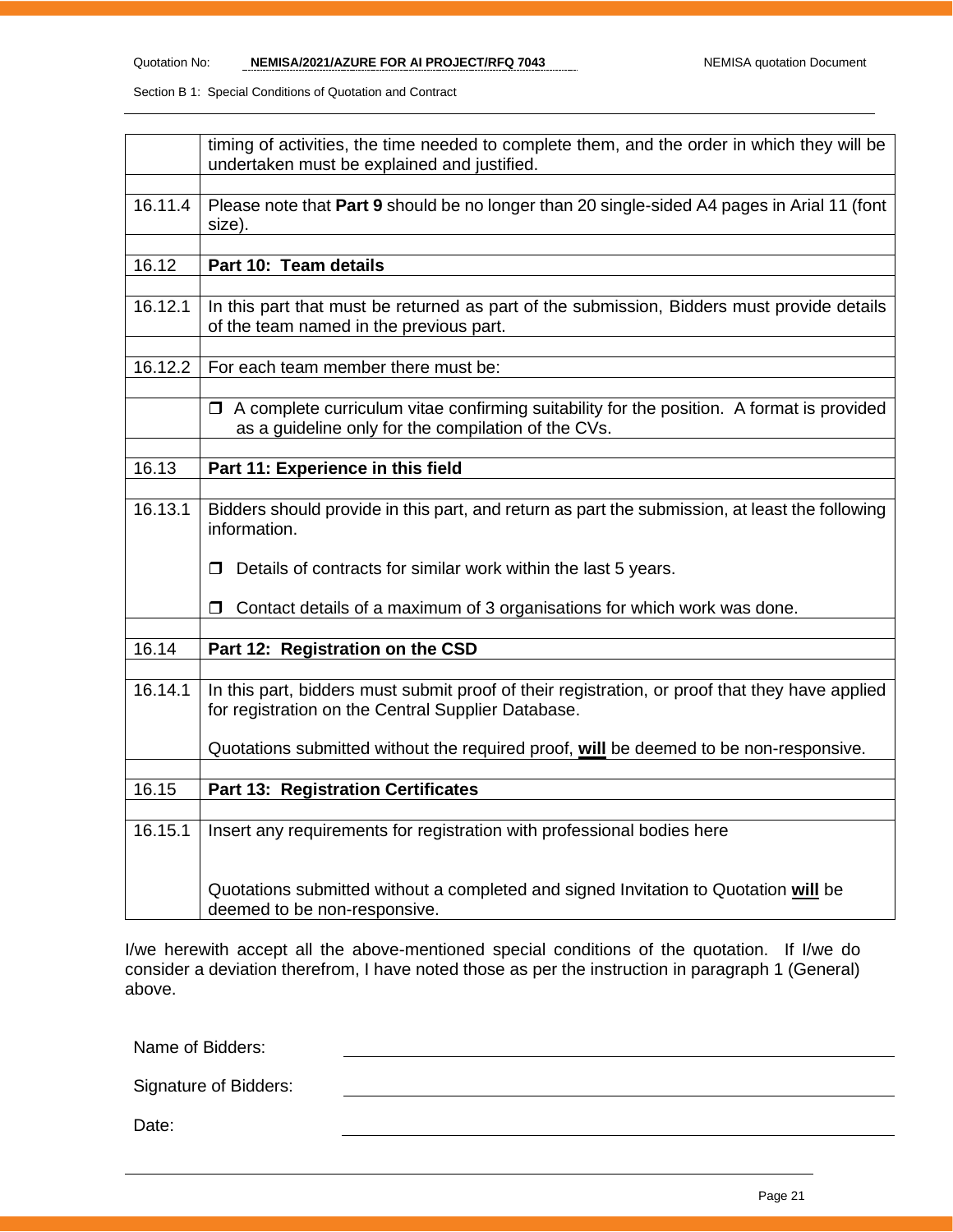|  |  |
|---|---|
|  | timing of activities, the time needed to complete them, and the order in which they will be undertaken must be explained and justified. |
|  |  |
| 16.11.4 | Please note that **Part 9** should be no longer than 20 single-sided A4 pages in Arial 11 (font size). |
|  |  |
| 16.12 | **Part 10: Team details** |
|  |  |
| 16.12.1 | In this part that must be returned as part of the submission, Bidders must provide details of the team named in the previous part. |
|  |  |
| 16.12.2 | For each team member there must be: |
|  |  |
|  | ❒ A complete curriculum vitae confirming suitability for the position. A format is provided as a guideline only for the compilation of the CVs. |
|  |  |
| 16.13 | **Part 11: Experience in this field** |
|  |  |
| 16.13.1 | Bidders should provide in this part, and return as part the submission, at least the following information.<br><br>❒ Details of contracts for similar work within the last 5 years.<br><br>❒ Contact details of a maximum of 3 organisations for which work was done. |
|  |  |
| 16.14 | **Part 12: Registration on the CSD** |
|  |  |
| 16.14.1 | In this part, bidders must submit proof of their registration, or proof that they have applied for registration on the Central Supplier Database.<br><br>Quotations submitted without the required proof, <u>**will**</u> be deemed to be non-responsive. |
|  |  |
| 16.15 | **Part 13: Registration Certificates** |
|  |  |
| 16.15.1 | Insert any requirements for registration with professional bodies here<br><br>Quotations submitted without a completed and signed Invitation to Quotation <u>**will**</u> be deemed to be non-responsive. |

I/we herewith accept all the above-mentioned special conditions of the quotation. If I/we do consider a deviation therefrom, I have noted those as per the instruction in paragraph 1 (General) above.

Name of Bidders: ____________________

Signature of Bidders: ____________________

Date: ____________________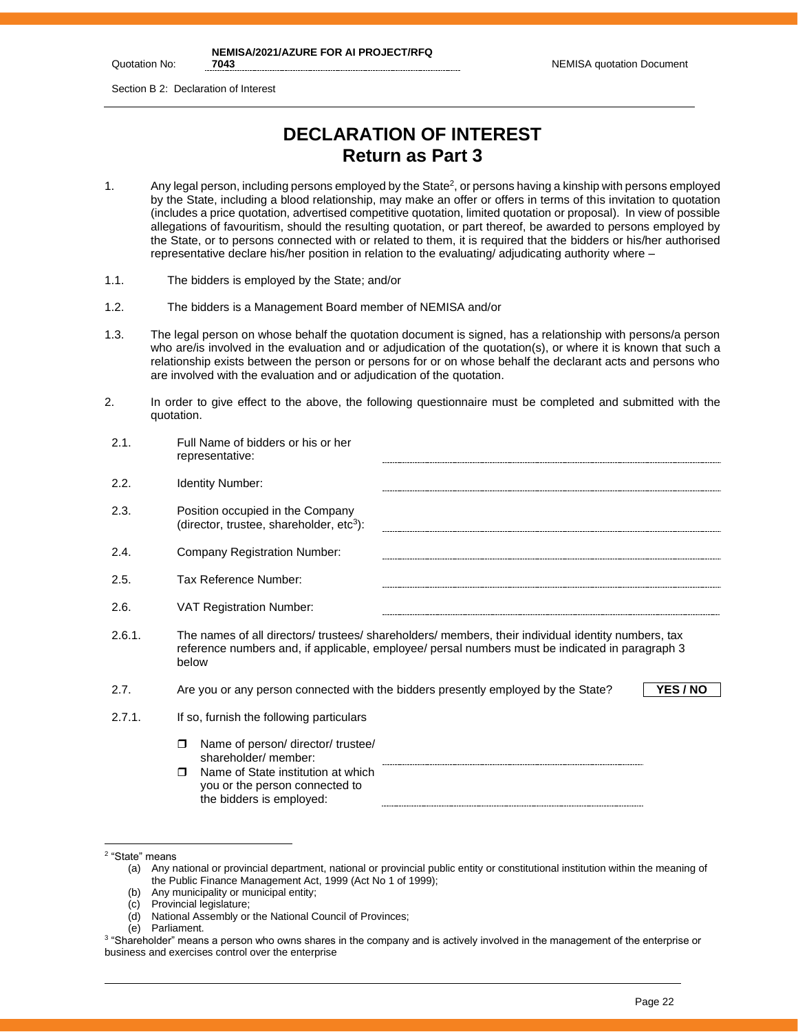Section B 2: Declaration of Interest

# DECLARATION OF INTEREST
## Return as Part 3

1. Any legal person, including persons employed by the State[2], or persons having a kinship with persons employed by the State, including a blood relationship, may make an offer or offers in terms of this invitation to quotation (includes a price quotation, advertised competitive quotation, limited quotation or proposal). In view of possible allegations of favouritism, should the resulting quotation, or part thereof, be awarded to persons employed by the State, or to persons connected with or related to them, it is required that the bidders or his/her authorised representative declare his/her position in relation to the evaluating/ adjudicating authority where –

1.1. The bidders is employed by the State; and/or

1.2. The bidders is a Management Board member of NEMISA and/or

1.3. The legal person on whose behalf the quotation document is signed, has a relationship with persons/a person who are/is involved in the evaluation and or adjudication of the quotation(s), or where it is known that such a relationship exists between the person or persons for or on whose behalf the declarant acts and persons who are involved with the evaluation and or adjudication of the quotation.

2. In order to give effect to the above, the following questionnaire must be completed and submitted with the quotation.

2.1. Full Name of bidders or his or her representative: ..............................

2.2. Identity Number: ..............................

2.3. Position occupied in the Company (director, trustee, shareholder, etc[3]): ..............................

2.4. Company Registration Number: ..............................

2.5. Tax Reference Number: ..............................

2.6. VAT Registration Number: ..............................

2.6.1. The names of all directors/ trustees/ shareholders/ members, their individual identity numbers, tax reference numbers and, if applicable, employee/ persal numbers must be indicated in paragraph 3 below

2.7. Are you or any person connected with the bidders presently employed by the State? **YES / NO**

2.7.1. If so, furnish the following particulars

- ❒ Name of person/ director/ trustee/ shareholder/ member: ..............................
- ❒ Name of State institution at which you or the person connected to the bidders is employed: ..............................

---

[2] "State" means
- (a) Any national or provincial department, national or provincial public entity or constitutional institution within the meaning of the Public Finance Management Act, 1999 (Act No 1 of 1999);
- (b) Any municipality or municipal entity;
- (c) Provincial legislature;
- (d) National Assembly or the National Council of Provinces;
- (e) Parliament.

[3] "Shareholder" means a person who owns shares in the company and is actively involved in the management of the enterprise or business and exercises control over the enterprise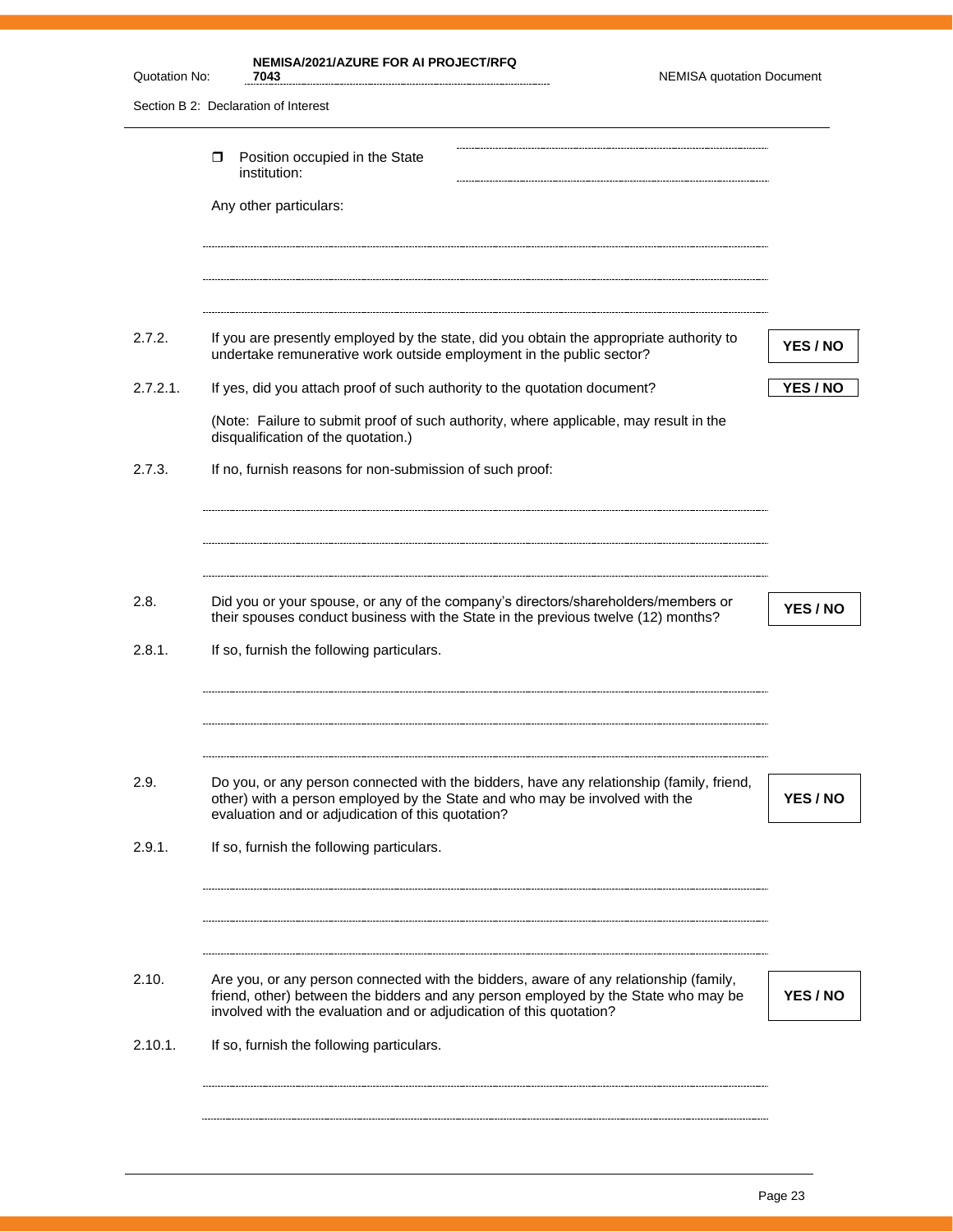- ☐ Position occupied in the State institution: ……………………………………

Any other particulars:

……………………………………………………………………………………

……………………………………………………………………………………

……………………………………………………………………………………

2.7.2. If you are presently employed by the state, did you obtain the appropriate authority to undertake remunerative work outside employment in the public sector? **YES / NO**

2.7.2.1. If yes, did you attach proof of such authority to the quotation document? **YES / NO**

(Note: Failure to submit proof of such authority, where applicable, may result in the disqualification of the quotation.)

2.7.3. If no, furnish reasons for non-submission of such proof:

……………………………………………………………………………………

……………………………………………………………………………………

……………………………………………………………………………………

2.8. Did you or your spouse, or any of the company's directors/shareholders/members or their spouses conduct business with the State in the previous twelve (12) months? **YES / NO**

2.8.1. If so, furnish the following particulars.

……………………………………………………………………………………

……………………………………………………………………………………

……………………………………………………………………………………

2.9. Do you, or any person connected with the bidders, have any relationship (family, friend, other) with a person employed by the State and who may be involved with the evaluation and or adjudication of this quotation? **YES / NO**

2.9.1. If so, furnish the following particulars.

……………………………………………………………………………………

……………………………………………………………………………………

……………………………………………………………………………………

2.10. Are you, or any person connected with the bidders, aware of any relationship (family, friend, other) between the bidders and any person employed by the State who may be involved with the evaluation and or adjudication of this quotation? **YES / NO**

2.10.1. If so, furnish the following particulars.

……………………………………………………………………………………

……………………………………………………………………………………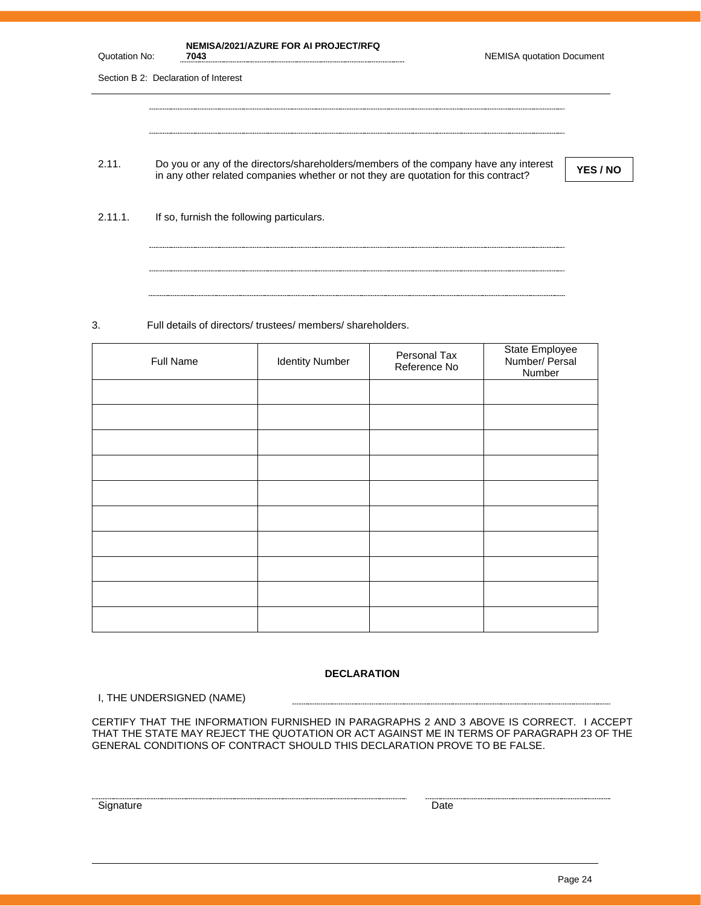..............................................................................................................................................

..............................................................................................................................................

2.11. Do you or any of the directors/shareholders/members of the company have any interest in any other related companies whether or not they are quotation for this contract? **YES / NO**

2.11.1. If so, furnish the following particulars.

..............................................................................................................................................

..............................................................................................................................................

..............................................................................................................................................

3. Full details of directors/ trustees/ members/ shareholders.

| Full Name | Identity Number | Personal Tax Reference No | State Employee Number/ Persal Number |
|---|---|---|---|
| | | | |
| | | | |
| | | | |
| | | | |
| | | | |
| | | | |
| | | | |
| | | | |
| | | | |
| | | | |

**DECLARATION**

I, THE UNDERSIGNED (NAME) ..............................................................................................

CERTIFY THAT THE INFORMATION FURNISHED IN PARAGRAPHS 2 AND 3 ABOVE IS CORRECT. I ACCEPT THAT THE STATE MAY REJECT THE QUOTATION OR ACT AGAINST ME IN TERMS OF PARAGRAPH 23 OF THE GENERAL CONDITIONS OF CONTRACT SHOULD THIS DECLARATION PROVE TO BE FALSE.

.............................................................................................. ..............................................................

Signature Date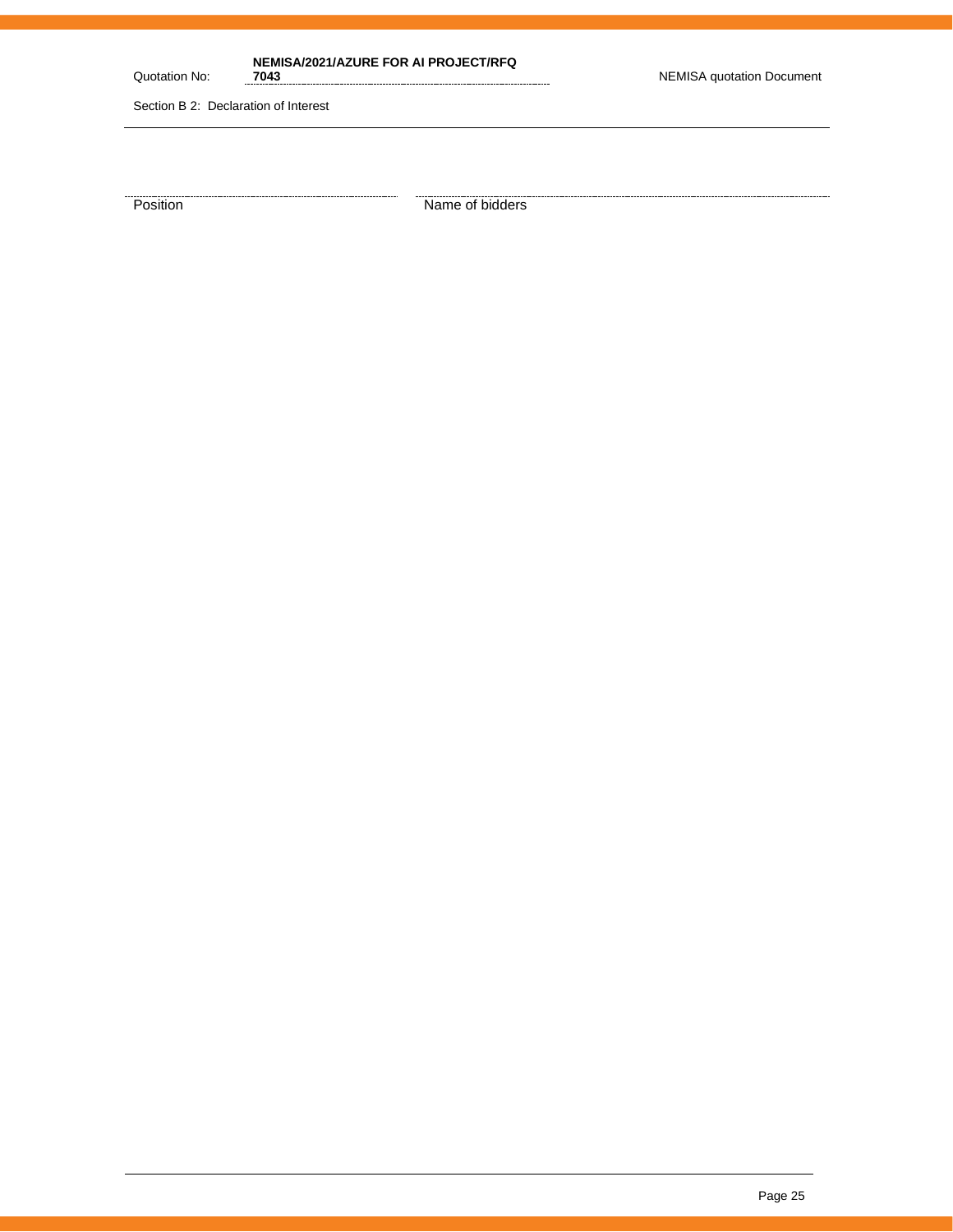Position | Name of bidders
--- | ---
&nbsp; | &nbsp;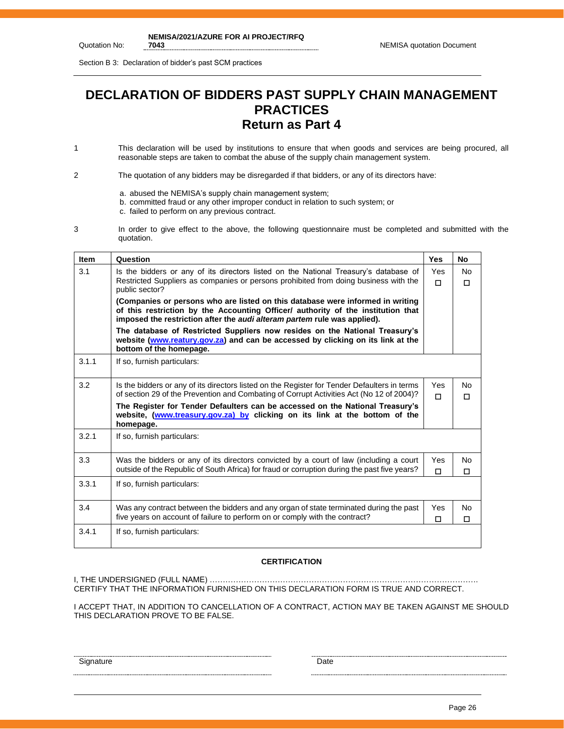Quotation No: NEMISA/2021/AZURE FOR AI PROJECT/RFQ 7043

Section B 3: Declaration of bidder's past SCM practices

# DECLARATION OF BIDDERS PAST SUPPLY CHAIN MANAGEMENT PRACTICES
## Return as Part 4

1. This declaration will be used by institutions to ensure that when goods and services are being procured, all reasonable steps are taken to combat the abuse of the supply chain management system.

2. The quotation of any bidders may be disregarded if that bidders, or any of its directors have:

   a. abused the NEMISA's supply chain management system;
   b. committed fraud or any other improper conduct in relation to such system; or
   c. failed to perform on any previous contract.

3. In order to give effect to the above, the following questionnaire must be completed and submitted with the quotation.

| Item | Question | Yes | No |
|---|---|---|---|
| 3.1 | Is the bidders or any of its directors listed on the National Treasury's database of Restricted Suppliers as companies or persons prohibited from doing business with the public sector?<br>**(Companies or persons who are listed on this database were informed in writing of this restriction by the Accounting Officer/ authority of the institution that imposed the restriction after the *audi alteram partem* rule was applied).**<br>**The database of Restricted Suppliers now resides on the National Treasury's website (www.reatury.gov.za) and can be accessed by clicking on its link at the bottom of the homepage.** | Yes ☐ | No ☐ |
| 3.1.1 | If so, furnish particulars: | | |
| 3.2 | Is the bidders or any of its directors listed on the Register for Tender Defaulters in terms of section 29 of the Prevention and Combating of Corrupt Activities Act (No 12 of 2004)?<br>**The Register for Tender Defaulters can be accessed on the National Treasury's website, (www.treasury.gov.za) by clicking on its link at the bottom of the homepage.** | Yes ☐ | No ☐ |
| 3.2.1 | If so, furnish particulars: | | |
| 3.3 | Was the bidders or any of its directors convicted by a court of law (including a court outside of the Republic of South Africa) for fraud or corruption during the past five years? | Yes ☐ | No ☐ |
| 3.3.1 | If so, furnish particulars: | | |
| 3.4 | Was any contract between the bidders and any organ of state terminated during the past five years on account of failure to perform on or comply with the contract? | Yes ☐ | No ☐ |
| 3.4.1 | If so, furnish particulars: | | |

**CERTIFICATION**

I, THE UNDERSIGNED (FULL NAME) ………………………………………………………………………………………… CERTIFY THAT THE INFORMATION FURNISHED ON THIS DECLARATION FORM IS TRUE AND CORRECT.

I ACCEPT THAT, IN ADDITION TO CANCELLATION OF A CONTRACT, ACTION MAY BE TAKEN AGAINST ME SHOULD THIS DECLARATION PROVE TO BE FALSE.

………………………………… Signature

………………………………… Date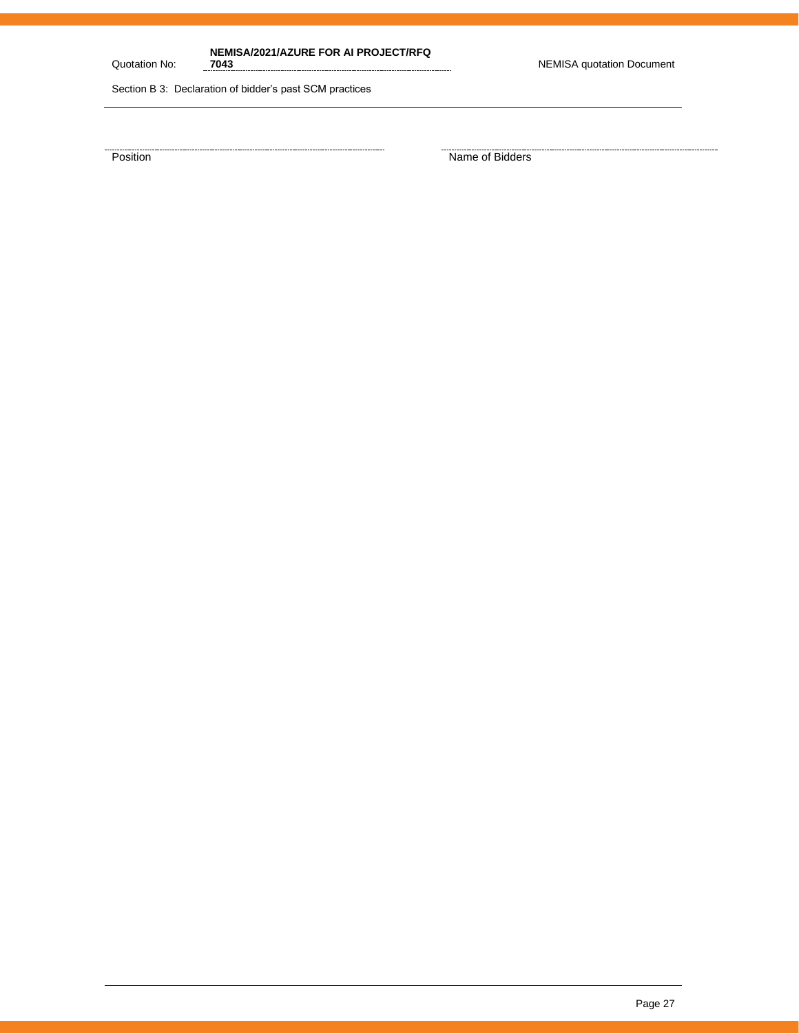| | |
|---|---|
| ........................................................ | ........................................................ |
| Position | Name of Bidders |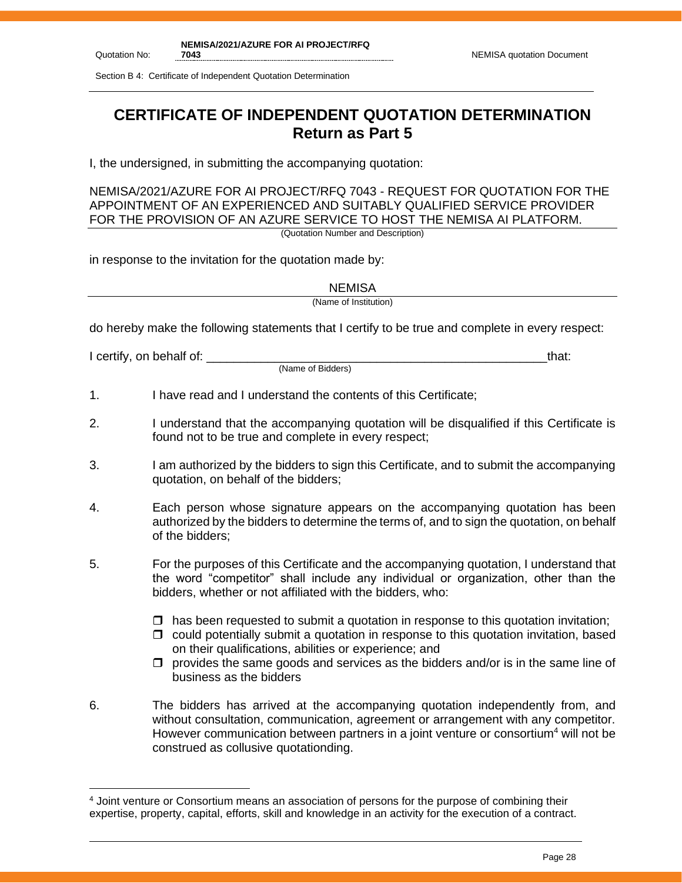Section B 4: Certificate of Independent Quotation Determination

# CERTIFICATE OF INDEPENDENT QUOTATION DETERMINATION
## Return as Part 5

I, the undersigned, in submitting the accompanying quotation:

NEMISA/2021/AZURE FOR AI PROJECT/RFQ 7043 - REQUEST FOR QUOTATION FOR THE APPOINTMENT OF AN EXPERIENCED AND SUITABLY QUALIFIED SERVICE PROVIDER FOR THE PROVISION OF AN AZURE SERVICE TO HOST THE NEMISA AI PLATFORM.
(Quotation Number and Description)

in response to the invitation for the quotation made by:

NEMISA
(Name of Institution)

do hereby make the following statements that I certify to be true and complete in every respect:

I certify, on behalf of: ___________________________________________________that:
(Name of Bidders)

1. I have read and I understand the contents of this Certificate;
2. I understand that the accompanying quotation will be disqualified if this Certificate is found not to be true and complete in every respect;
3. I am authorized by the bidders to sign this Certificate, and to submit the accompanying quotation, on behalf of the bidders;
4. Each person whose signature appears on the accompanying quotation has been authorized by the bidders to determine the terms of, and to sign the quotation, on behalf of the bidders;
5. For the purposes of this Certificate and the accompanying quotation, I understand that the word "competitor" shall include any individual or organization, other than the bidders, whether or not affiliated with the bidders, who:
   - has been requested to submit a quotation in response to this quotation invitation;
   - could potentially submit a quotation in response to this quotation invitation, based on their qualifications, abilities or experience; and
   - provides the same goods and services as the bidders and/or is in the same line of business as the bidders
6. The bidders has arrived at the accompanying quotation independently from, and without consultation, communication, agreement or arrangement with any competitor. However communication between partners in a joint venture or consortium[4] will not be construed as collusive quotationding.

[4] Joint venture or Consortium means an association of persons for the purpose of combining their expertise, property, capital, efforts, skill and knowledge in an activity for the execution of a contract.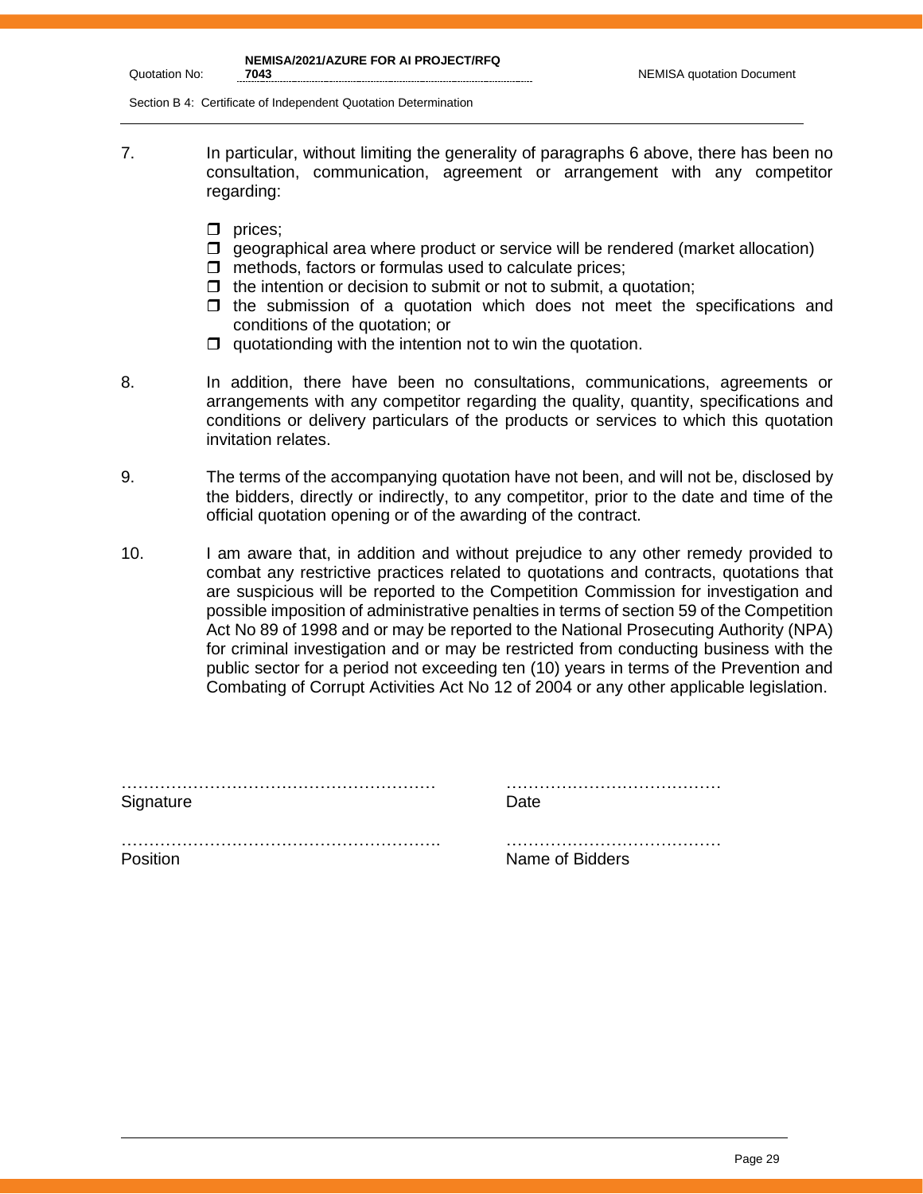7. In particular, without limiting the generality of paragraphs 6 above, there has been no consultation, communication, agreement or arrangement with any competitor regarding:

   - ❒ prices;
   - ❒ geographical area where product or service will be rendered (market allocation)
   - ❒ methods, factors or formulas used to calculate prices;
   - ❒ the intention or decision to submit or not to submit, a quotation;
   - ❒ the submission of a quotation which does not meet the specifications and conditions of the quotation; or
   - ❒ quotationding with the intention not to win the quotation.

8. In addition, there have been no consultations, communications, agreements or arrangements with any competitor regarding the quality, quantity, specifications and conditions or delivery particulars of the products or services to which this quotation invitation relates.

9. The terms of the accompanying quotation have not been, and will not be, disclosed by the bidders, directly or indirectly, to any competitor, prior to the date and time of the official quotation opening or of the awarding of the contract.

10. I am aware that, in addition and without prejudice to any other remedy provided to combat any restrictive practices related to quotations and contracts, quotations that are suspicious will be reported to the Competition Commission for investigation and possible imposition of administrative penalties in terms of section 59 of the Competition Act No 89 of 1998 and or may be reported to the National Prosecuting Authority (NPA) for criminal investigation and or may be restricted from conducting business with the public sector for a period not exceeding ten (10) years in terms of the Prevention and Combating of Corrupt Activities Act No 12 of 2004 or any other applicable legislation.

………………………………………………… ………………………………… 
Signature Date

………………………………………………… ………………………………… 
Position Name of Bidders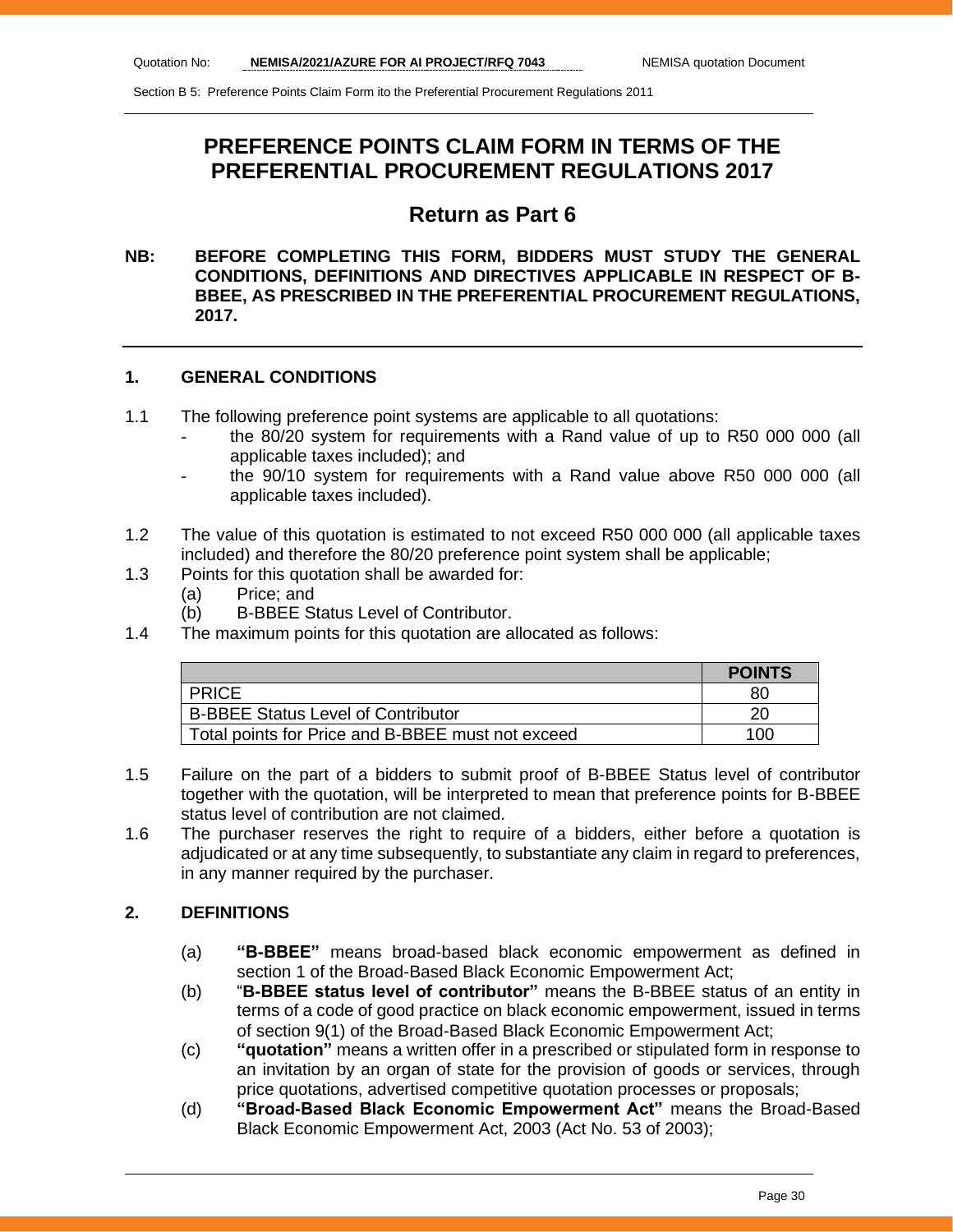# PREFERENCE POINTS CLAIM FORM IN TERMS OF THE PREFERENTIAL PROCUREMENT REGULATIONS 2017

## Return as Part 6

**NB: BEFORE COMPLETING THIS FORM, BIDDERS MUST STUDY THE GENERAL CONDITIONS, DEFINITIONS AND DIRECTIVES APPLICABLE IN RESPECT OF B-BBEE, AS PRESCRIBED IN THE PREFERENTIAL PROCUREMENT REGULATIONS, 2017.**

### 1. GENERAL CONDITIONS

1.1 The following preference point systems are applicable to all quotations:
- the 80/20 system for requirements with a Rand value of up to R50 000 000 (all applicable taxes included); and
- the 90/10 system for requirements with a Rand value above R50 000 000 (all applicable taxes included).

1.2 The value of this quotation is estimated to not exceed R50 000 000 (all applicable taxes included) and therefore the 80/20 preference point system shall be applicable;

1.3 Points for this quotation shall be awarded for:
   (a) Price; and
   (b) B-BBEE Status Level of Contributor.

1.4 The maximum points for this quotation are allocated as follows:

| | POINTS |
|---|---|
| PRICE | 80 |
| B-BBEE Status Level of Contributor | 20 |
| Total points for Price and B-BBEE must not exceed | 100 |

1.5 Failure on the part of a bidders to submit proof of B-BBEE Status level of contributor together with the quotation, will be interpreted to mean that preference points for B-BBEE status level of contribution are not claimed.

1.6 The purchaser reserves the right to require of a bidders, either before a quotation is adjudicated or at any time subsequently, to substantiate any claim in regard to preferences, in any manner required by the purchaser.

### 2. DEFINITIONS

(a) **"B-BBEE"** means broad-based black economic empowerment as defined in section 1 of the Broad-Based Black Economic Empowerment Act;

(b) "**B-BBEE status level of contributor"** means the B-BBEE status of an entity in terms of a code of good practice on black economic empowerment, issued in terms of section 9(1) of the Broad-Based Black Economic Empowerment Act;

(c) **"quotation"** means a written offer in a prescribed or stipulated form in response to an invitation by an organ of state for the provision of goods or services, through price quotations, advertised competitive quotation processes or proposals;

(d) **"Broad-Based Black Economic Empowerment Act"** means the Broad-Based Black Economic Empowerment Act, 2003 (Act No. 53 of 2003);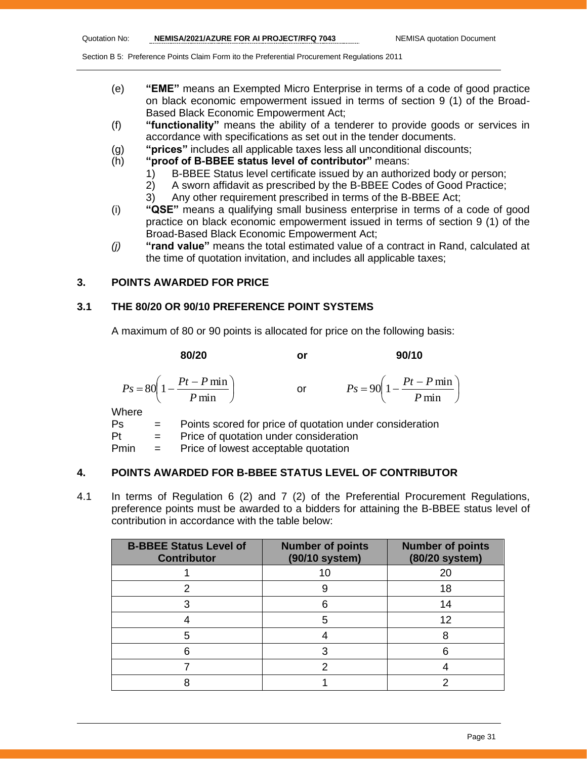(e) **"EME"** means an Exempted Micro Enterprise in terms of a code of good practice on black economic empowerment issued in terms of section 9 (1) of the Broad-Based Black Economic Empowerment Act;

(f) **"functionality"** means the ability of a tenderer to provide goods or services in accordance with specifications as set out in the tender documents.

(g) **"prices"** includes all applicable taxes less all unconditional discounts;

(h) **"proof of B-BBEE status level of contributor"** means:

1) B-BBEE Status level certificate issued by an authorized body or person;
2) A sworn affidavit as prescribed by the B-BBEE Codes of Good Practice;
3) Any other requirement prescribed in terms of the B-BBEE Act;

(i) **"QSE"** means a qualifying small business enterprise in terms of a code of good practice on black economic empowerment issued in terms of section 9 (1) of the Broad-Based Black Economic Empowerment Act;

*(j)* **"rand value"** means the total estimated value of a contract in Rand, calculated at the time of quotation invitation, and includes all applicable taxes;

## 3. POINTS AWARDED FOR PRICE

### 3.1 THE 80/20 OR 90/10 PREFERENCE POINT SYSTEMS

A maximum of 80 or 90 points is allocated for price on the following basis:

**80/20** or **90/10**

$$Ps = 80\left(1 - \frac{Pt - P\min}{P\min}\right) \quad \text{or} \quad Ps = 90\left(1 - \frac{Pt - P\min}{P\min}\right)$$

Where

Ps = Points scored for price of quotation under consideration

Pt = Price of quotation under consideration

Pmin = Price of lowest acceptable quotation

## 4. POINTS AWARDED FOR B-BBEE STATUS LEVEL OF CONTRIBUTOR

4.1 In terms of Regulation 6 (2) and 7 (2) of the Preferential Procurement Regulations, preference points must be awarded to a bidders for attaining the B-BBEE status level of contribution in accordance with the table below:

| B-BBEE Status Level of Contributor | Number of points (90/10 system) | Number of points (80/20 system) |
|---|---|---|
| 1 | 10 | 20 |
| 2 | 9 | 18 |
| 3 | 6 | 14 |
| 4 | 5 | 12 |
| 5 | 4 | 8 |
| 6 | 3 | 6 |
| 7 | 2 | 4 |
| 8 | 1 | 2 |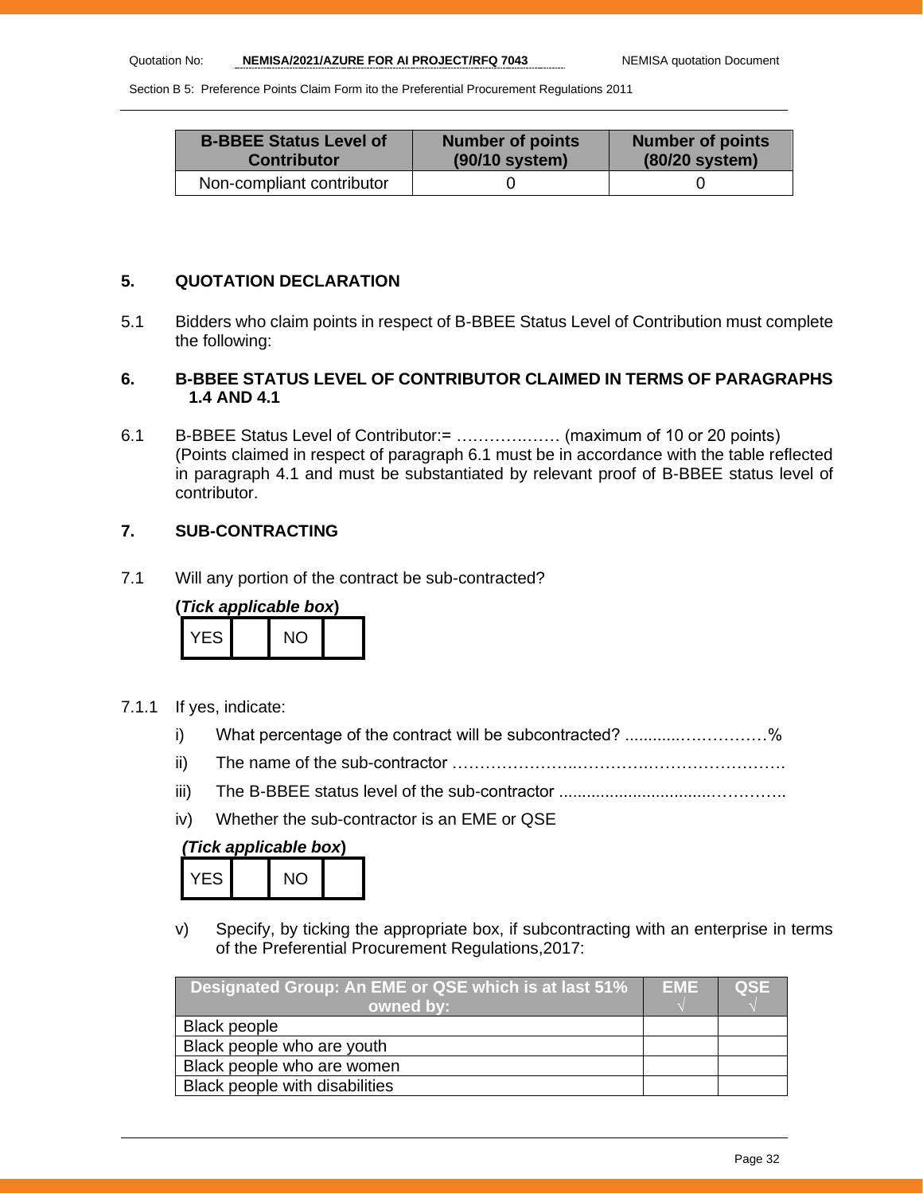| B-BBEE Status Level of Contributor | Number of points (90/10 system) | Number of points (80/20 system) |
|---|---|---|
| Non-compliant contributor | 0 | 0 |

## 5. QUOTATION DECLARATION

5.1 Bidders who claim points in respect of B-BBEE Status Level of Contribution must complete the following:

## 6. B-BBEE STATUS LEVEL OF CONTRIBUTOR CLAIMED IN TERMS OF PARAGRAPHS 1.4 AND 4.1

6.1 B-BBEE Status Level of Contributor:= ……………..…… (maximum of 10 or 20 points)
(Points claimed in respect of paragraph 6.1 must be in accordance with the table reflected in paragraph 4.1 and must be substantiated by relevant proof of B-BBEE status level of contributor.

## 7. SUB-CONTRACTING

7.1 Will any portion of the contract be sub-contracted?

**(*Tick applicable box*)**

| YES | | NO | |
|---|---|---|---|

7.1.1 If yes, indicate:

i) What percentage of the contract will be subcontracted? ............….…………%

ii) The name of the sub-contractor …………………..………….…………………….

iii) The B-BBEE status level of the sub-contractor ................................…………..

iv) Whether the sub-contractor is an EME or QSE

***(Tick applicable box*)**

| YES | | NO | |
|---|---|---|---|

v) Specify, by ticking the appropriate box, if subcontracting with an enterprise in terms of the Preferential Procurement Regulations,2017:

| Designated Group: An EME or QSE which is at last 51% owned by: | EME √ | QSE √ |
|---|---|---|
| Black people | | |
| Black people who are youth | | |
| Black people who are women | | |
| Black people with disabilities | | |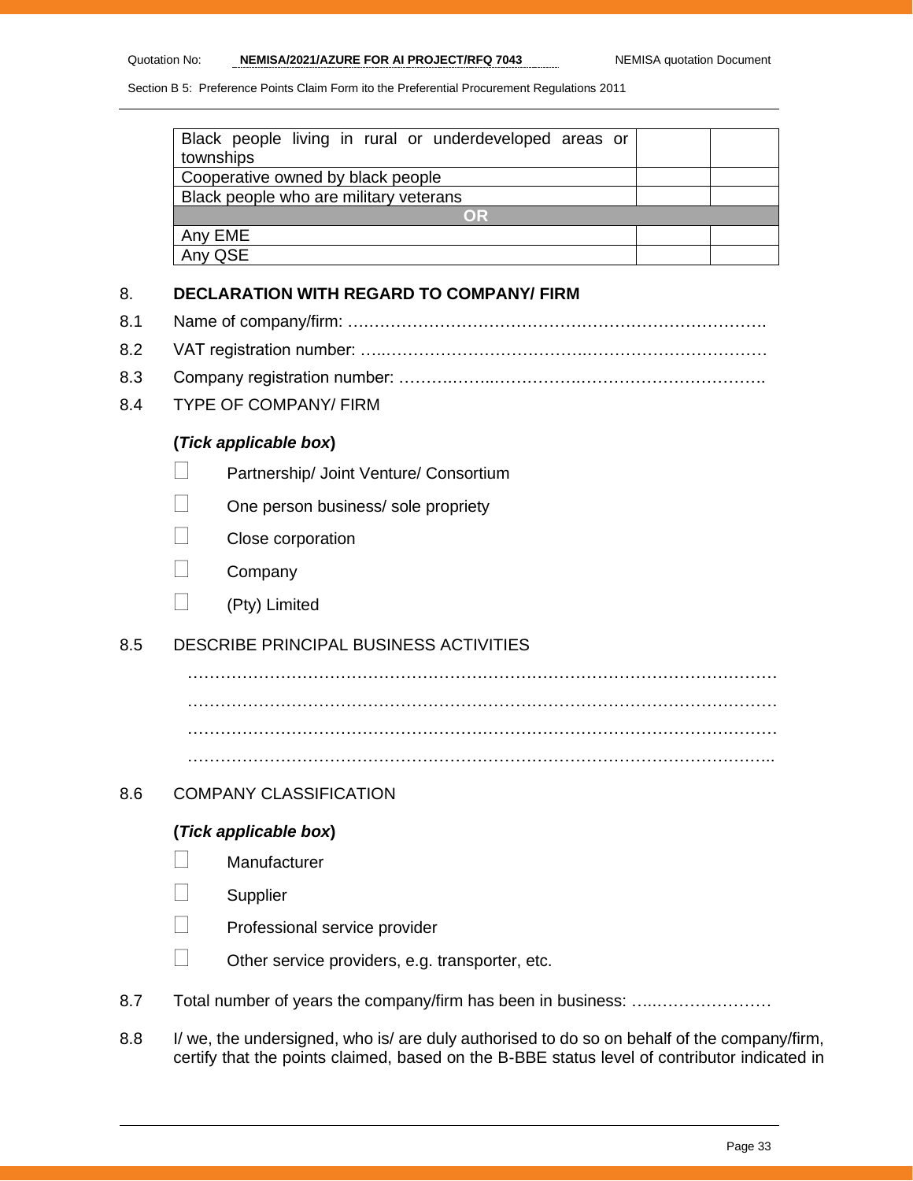| | | |
|---|---|---|
| Black people living in rural or underdeveloped areas or townships | | |
| Cooperative owned by black people | | |
| Black people who are military veterans | | |
| **OR** | | |
| Any EME | | |
| Any QSE | | |

8. **DECLARATION WITH REGARD TO COMPANY/ FIRM**

8.1 Name of company/firm: ………………………………………………………………….

8.2 VAT registration number: …..……………………………….……………………………

8.3 Company registration number: …………….……..…………….………………………….

8.4 TYPE OF COMPANY/ FIRM

**(*Tick applicable box*)**

☐ Partnership/ Joint Venture/ Consortium

☐ One person business/ sole propriety

☐ Close corporation

☐ Company

☐ (Pty) Limited

8.5 DESCRIBE PRINCIPAL BUSINESS ACTIVITIES

…………………………………………………………………………………………………

…………………………………………………………………………………………………

…………………………………………………………………………………………………

………………………………………………………………………………………………..

8.6 COMPANY CLASSIFICATION

**(*Tick applicable box*)**

☐ Manufacturer

☐ Supplier

☐ Professional service provider

☐ Other service providers, e.g. transporter, etc.

8.7 Total number of years the company/firm has been in business: …..…………………

8.8 I/ we, the undersigned, who is/ are duly authorised to do so on behalf of the company/firm, certify that the points claimed, based on the B-BBE status level of contributor indicated in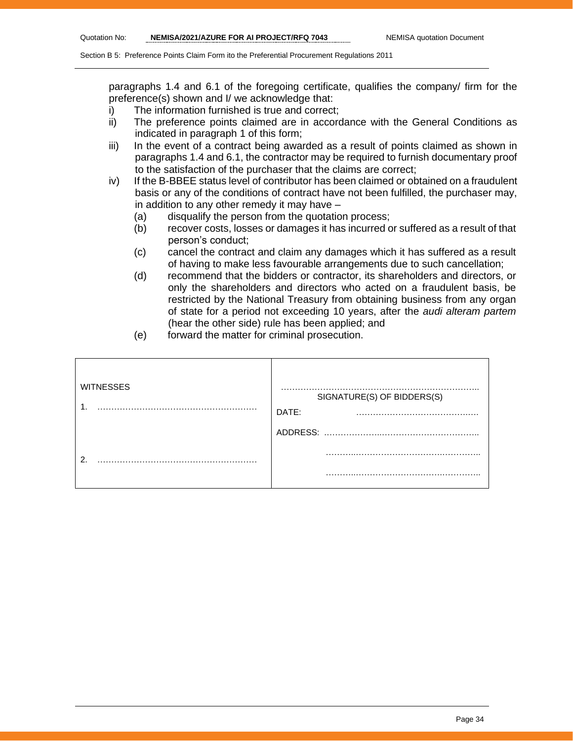paragraphs 1.4 and 6.1 of the foregoing certificate, qualifies the company/ firm for the preference(s) shown and I/ we acknowledge that:

i) The information furnished is true and correct;

ii) The preference points claimed are in accordance with the General Conditions as indicated in paragraph 1 of this form;

iii) In the event of a contract being awarded as a result of points claimed as shown in paragraphs 1.4 and 6.1, the contractor may be required to furnish documentary proof to the satisfaction of the purchaser that the claims are correct;

iv) If the B-BBEE status level of contributor has been claimed or obtained on a fraudulent basis or any of the conditions of contract have not been fulfilled, the purchaser may, in addition to any other remedy it may have –

   (a) disqualify the person from the quotation process;

   (b) recover costs, losses or damages it has incurred or suffered as a result of that person's conduct;

   (c) cancel the contract and claim any damages which it has suffered as a result of having to make less favourable arrangements due to such cancellation;

   (d) recommend that the bidders or contractor, its shareholders and directors, or only the shareholders and directors who acted on a fraudulent basis, be restricted by the National Treasury from obtaining business from any organ of state for a period not exceeding 10 years, after the *audi alteram partem* (hear the other side) rule has been applied; and

   (e) forward the matter for criminal prosecution.

| | |
|---|---|
| WITNESSES<br><br>1. ………………………………………………<br><br>2. ……………………………………………… | ……………………………………………………………<br>SIGNATURE(S) OF BIDDERS(S)<br><br>DATE: ……………………………………<br><br>ADDRESS: ………………………………………………<br>………………………………………………<br>……………………………………………… |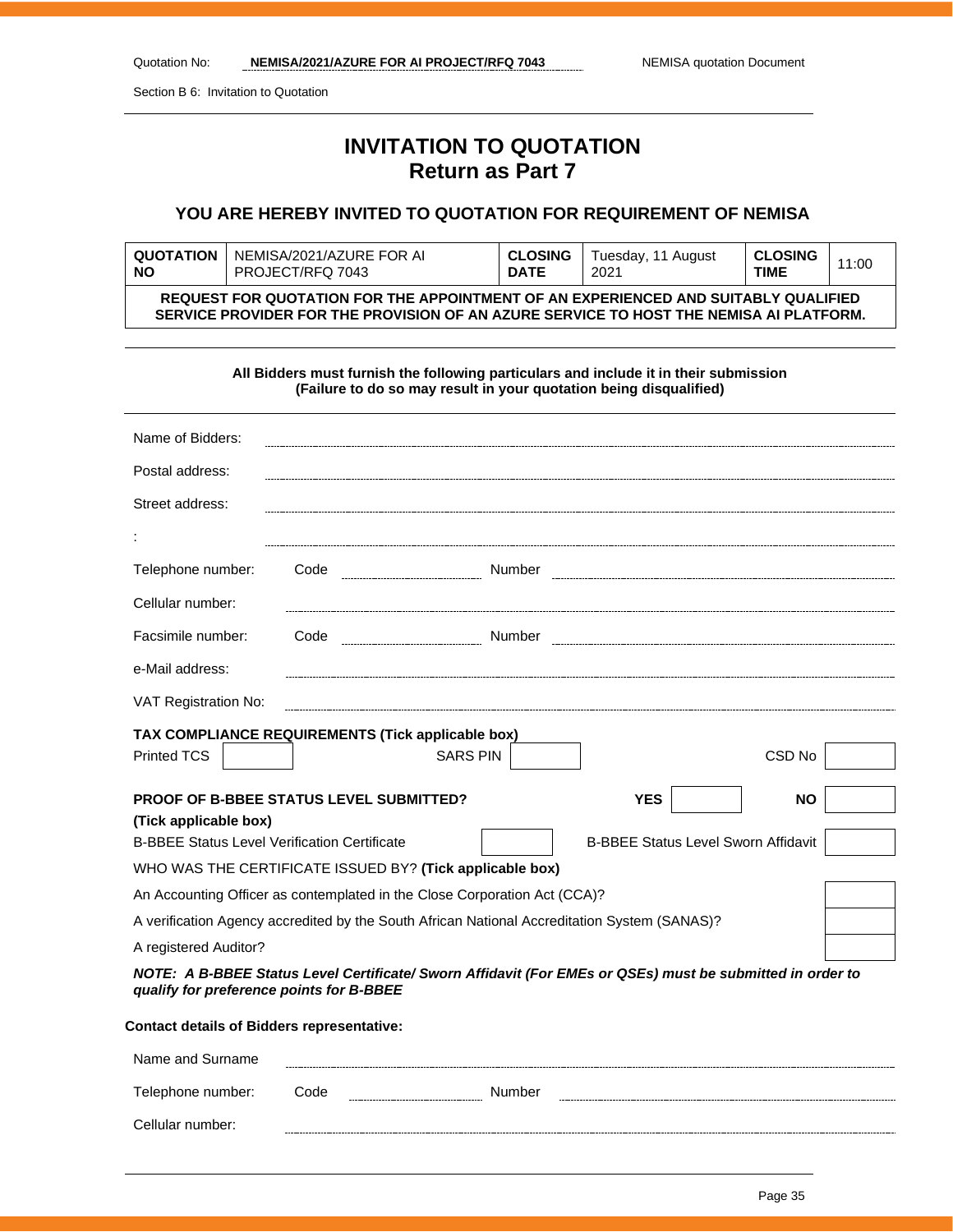# INVITATION TO QUOTATION
## Return as Part 7

### YOU ARE HEREBY INVITED TO QUOTATION FOR REQUIREMENT OF NEMISA

| **QUOTATION NO** | NEMISA/2021/AZURE FOR AI PROJECT/RFQ 7043 | **CLOSING DATE** | Tuesday, 11 August 2021 | **CLOSING TIME** | 11:00 |
|---|---|---|---|---|---|
| **REQUEST FOR QUOTATION FOR THE APPOINTMENT OF AN EXPERIENCED AND SUITABLY QUALIFIED SERVICE PROVIDER FOR THE PROVISION OF AN AZURE SERVICE TO HOST THE NEMISA AI PLATFORM.** | | | | | |

**All Bidders must furnish the following particulars and include it in their submission**
**(Failure to do so may result in your quotation being disqualified)**

Name of Bidders: ..............................................................

Postal address: ..............................................................

Street address: ..............................................................

: ..............................................................

Telephone number: Code .................... Number ..............................................................

Cellular number: ..............................................................

Facsimile number: Code .................... Number ..............................................................

e-Mail address: ..............................................................

VAT Registration No: ..............................................................

**TAX COMPLIANCE REQUIREMENTS (Tick applicable box)**

Printed TCS ☐ SARS PIN ☐ CSD No ☐

**PROOF OF B-BBEE STATUS LEVEL SUBMITTED?** **YES** ☐ **NO** ☐

**(Tick applicable box)**

B-BBEE Status Level Verification Certificate ☐ B-BBEE Status Level Sworn Affidavit ☐

WHO WAS THE CERTIFICATE ISSUED BY? **(Tick applicable box)**

An Accounting Officer as contemplated in the Close Corporation Act (CCA)? ☐

A verification Agency accredited by the South African National Accreditation System (SANAS)? ☐

A registered Auditor? ☐

***NOTE: A B-BBEE Status Level Certificate/ Sworn Affidavit (For EMEs or QSEs) must be submitted in order to qualify for preference points for B-BBEE***

**Contact details of Bidders representative:**

Name and Surname ..............................................................

Telephone number: Code .................... Number ..............................................................

Cellular number: ..............................................................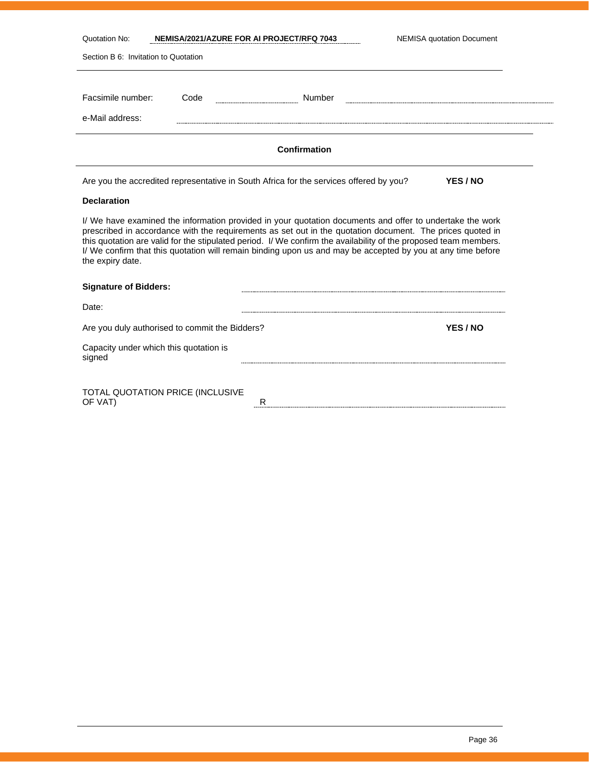Quotation No: **NEMISA/2021/AZURE FOR AI PROJECT/RFQ 7043** NEMISA quotation Document

Section B 6: Invitation to Quotation

Facsimile number: Code .................................. Number ..................................................................................

e-Mail address: ..................................................................................................................................

**Confirmation**

Are you the accredited representative in South Africa for the services offered by you? **YES / NO**

**Declaration**

I/ We have examined the information provided in your quotation documents and offer to undertake the work prescribed in accordance with the requirements as set out in the quotation document. The prices quoted in this quotation are valid for the stipulated period. I/ We confirm the availability of the proposed team members. I/ We confirm that this quotation will remain binding upon us and may be accepted by you at any time before the expiry date.

**Signature of Bidders:** ..................................................................................................

Date: ..................................................................................................

Are you duly authorised to commit the Bidders? **YES / NO**

Capacity under which this quotation is signed ..................................................................................................

TOTAL QUOTATION PRICE (INCLUSIVE OF VAT) R ..................................................................................................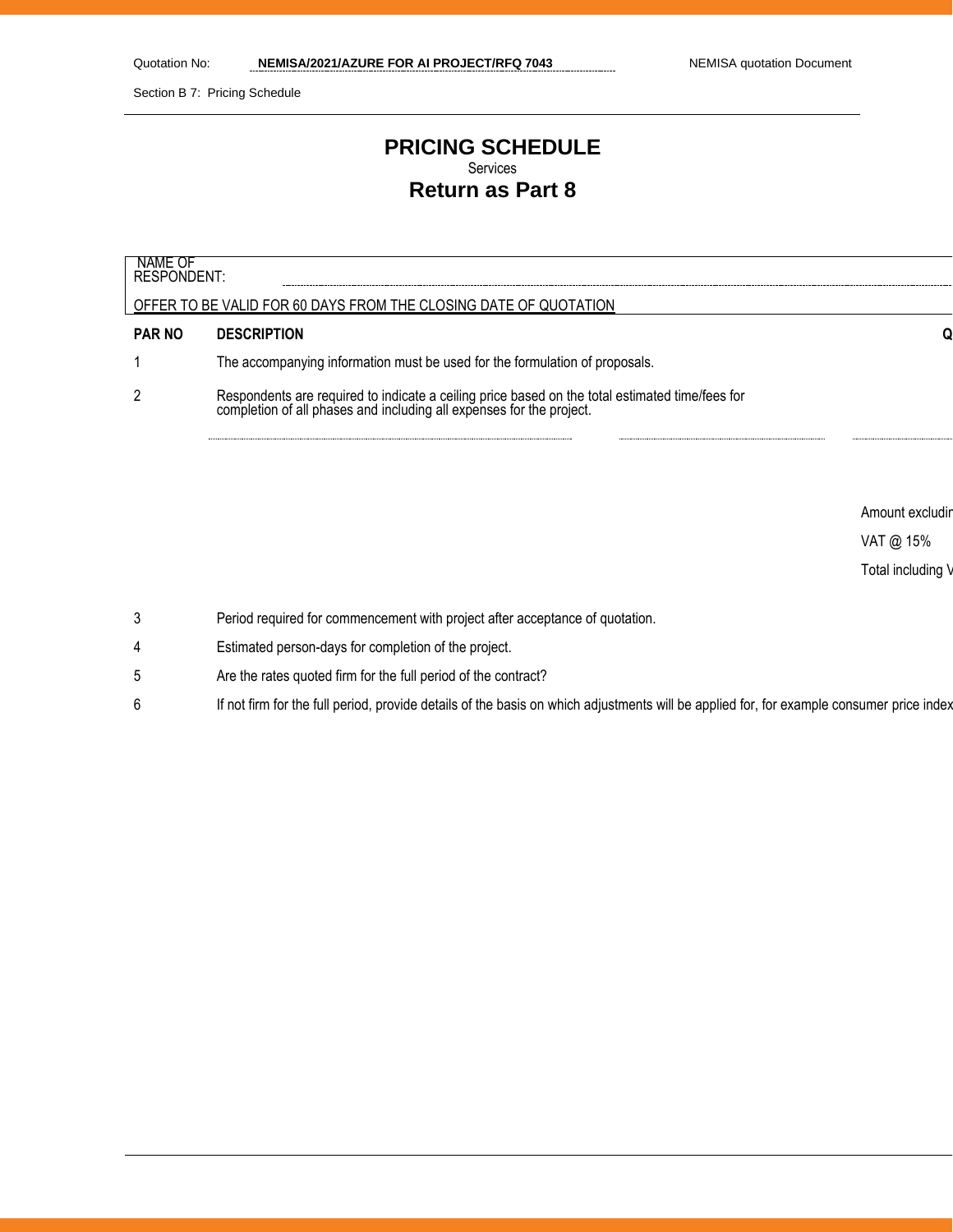Quotation No: **NEMISA/2021/AZURE FOR AI PROJECT/RFQ 7043** NEMISA quotation Document

Section B 7: Pricing Schedule

# PRICING SCHEDULE

Services

## Return as Part 8

NAME OF RESPONDENT: ...................................................................................................................

OFFER TO BE VALID FOR 60 DAYS FROM THE CLOSING DATE OF QUOTATION

| PAR NO | DESCRIPTION | Q |
|---|---|---|
| 1 | The accompanying information must be used for the formulation of proposals. | |
| 2 | Respondents are required to indicate a ceiling price based on the total estimated time/fees for completion of all phases and including all expenses for the project. | |
| | ................................................ ................................ ........ | |
| | | Amount excludin |
| | | VAT @ 15% |
| | | Total including V |
| 3 | Period required for commencement with project after acceptance of quotation. | |
| 4 | Estimated person-days for completion of the project. | |
| 5 | Are the rates quoted firm for the full period of the contract? | |
| 6 | If not firm for the full period, provide details of the basis on which adjustments will be applied for, for example consumer price index | |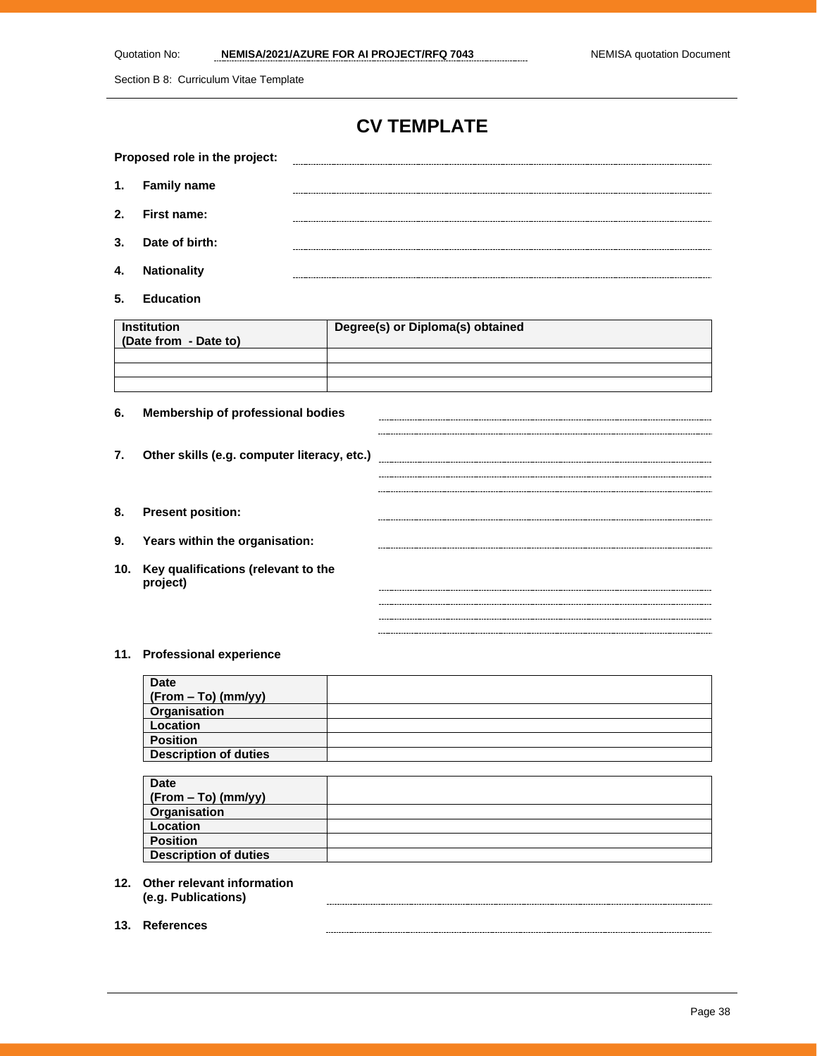# CV TEMPLATE

**Proposed role in the project:** ..........................................................

1. **Family name** ..........................................................
2. **First name:** ..........................................................
3. **Date of birth:** ..........................................................
4. **Nationality** ..........................................................
5. **Education**

| Institution (Date from - Date to) | Degree(s) or Diploma(s) obtained |
| --- | --- |
| | |
| | |
| | |

6. **Membership of professional bodies** ..........................................................
7. **Other skills (e.g. computer literacy, etc.)** ..........................................................
8. **Present position:** ..........................................................
9. **Years within the organisation:** ..........................................................
10. **Key qualifications (relevant to the project)** ..........................................................
11. **Professional experience**

| | |
| --- | --- |
| **Date (From – To) (mm/yy)** | |
| **Organisation** | |
| **Location** | |
| **Position** | |
| **Description of duties** | |

| | |
| --- | --- |
| **Date (From – To) (mm/yy)** | |
| **Organisation** | |
| **Location** | |
| **Position** | |
| **Description of duties** | |

12. **Other relevant information (e.g. Publications)** ..........................................................
13. **References** ..........................................................